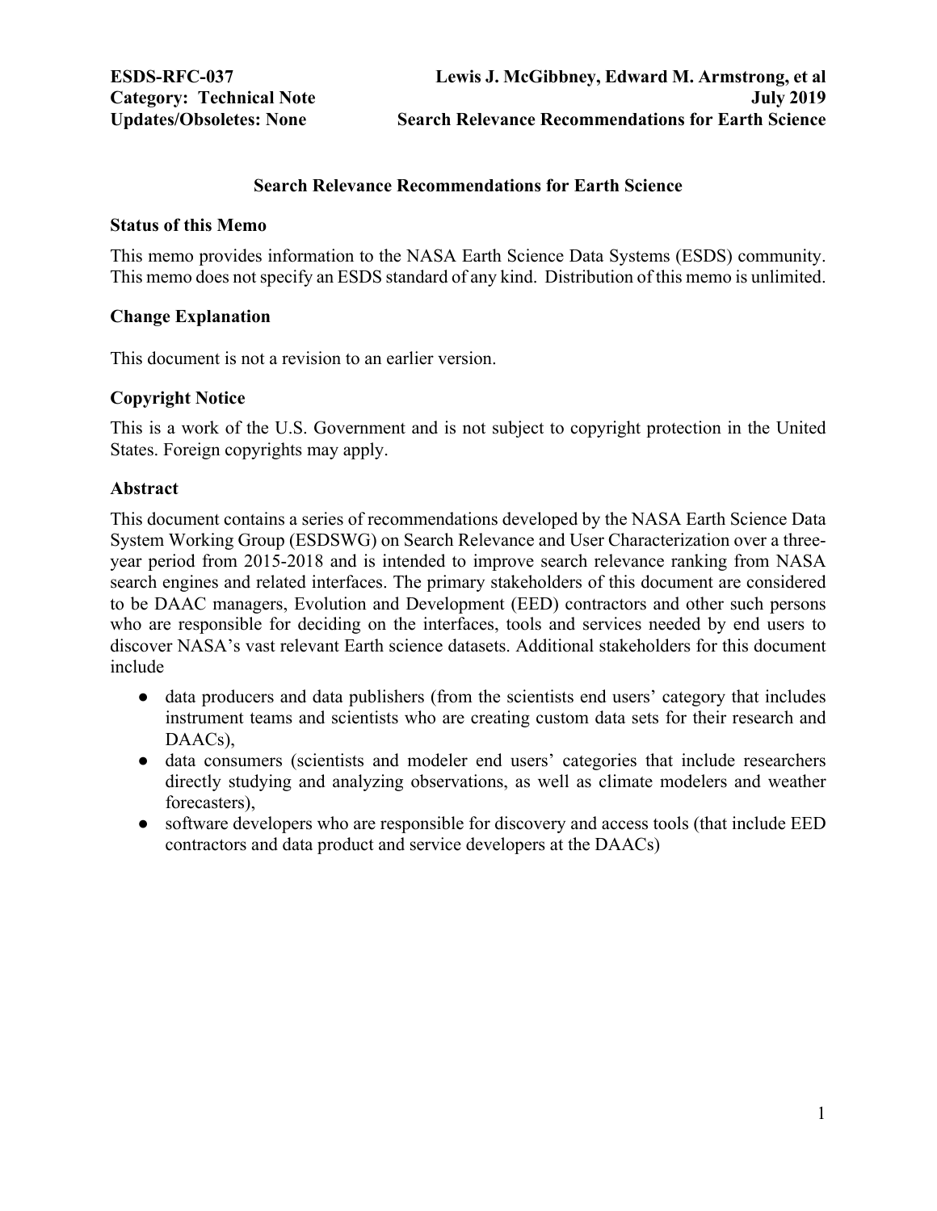ESDS-RFC-037
Category: Technical Note
Updates/Obsoletes: None

Lewis J. McGibbney, Edward M. Armstrong, et al
July 2019
Search Relevance Recommendations for Earth Science

# Search Relevance Recommendations for Earth Science

## Status of this Memo

This memo provides information to the NASA Earth Science Data Systems (ESDS) community. This memo does not specify an ESDS standard of any kind. Distribution of this memo is unlimited.

## Change Explanation

This document is not a revision to an earlier version.

## Copyright Notice

This is a work of the U.S. Government and is not subject to copyright protection in the United States. Foreign copyrights may apply.

## Abstract

This document contains a series of recommendations developed by the NASA Earth Science Data System Working Group (ESDSWG) on Search Relevance and User Characterization over a three-year period from 2015-2018 and is intended to improve search relevance ranking from NASA search engines and related interfaces. The primary stakeholders of this document are considered to be DAAC managers, Evolution and Development (EED) contractors and other such persons who are responsible for deciding on the interfaces, tools and services needed by end users to discover NASA's vast relevant Earth science datasets. Additional stakeholders for this document include

- data producers and data publishers (from the scientists end users' category that includes instrument teams and scientists who are creating custom data sets for their research and DAACs),
- data consumers (scientists and modeler end users' categories that include researchers directly studying and analyzing observations, as well as climate modelers and weather forecasters),
- software developers who are responsible for discovery and access tools (that include EED contractors and data product and service developers at the DAACs)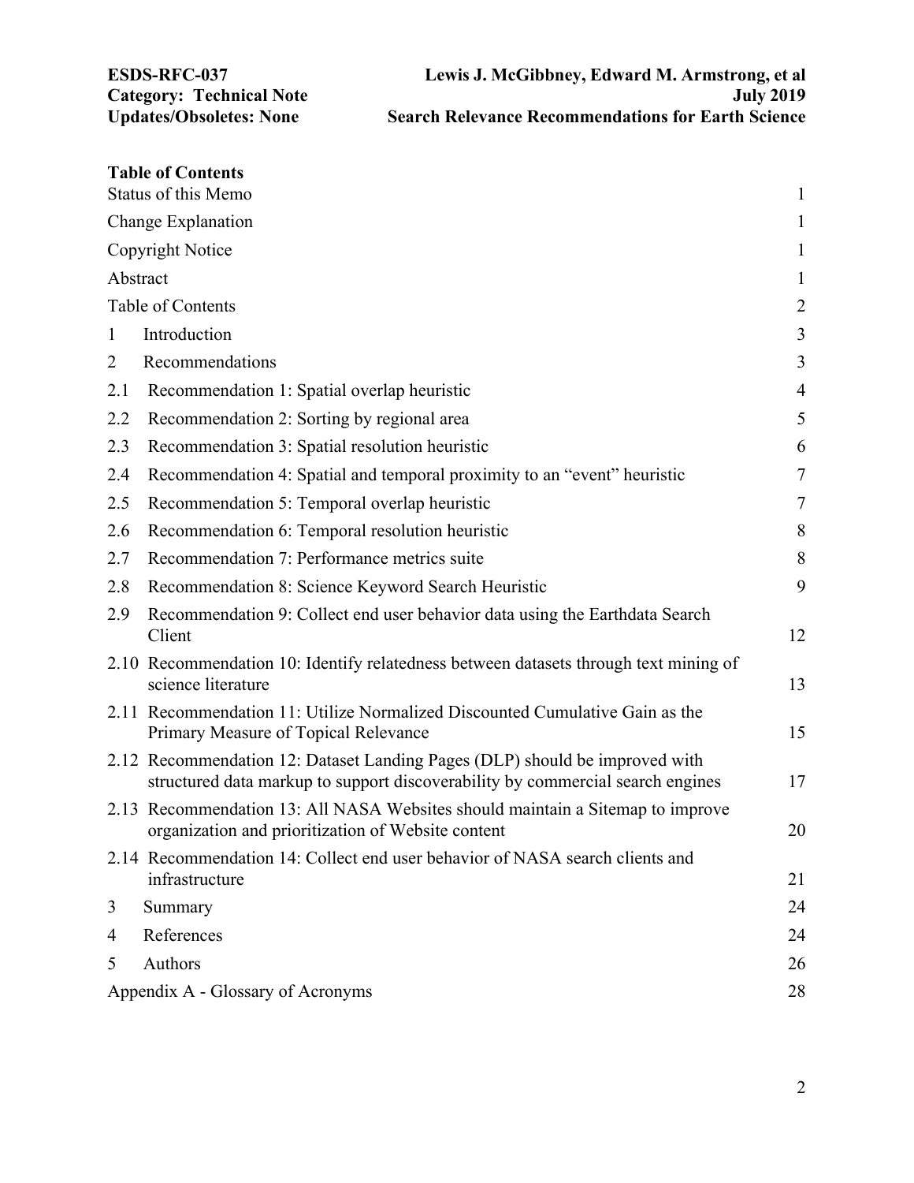## Table of Contents

| | |
|---|---|
| Status of this Memo | 1 |
| Change Explanation | 1 |
| Copyright Notice | 1 |
| Abstract | 1 |
| Table of Contents | 2 |
| 1 Introduction | 3 |
| 2 Recommendations | 3 |
| 2.1 Recommendation 1: Spatial overlap heuristic | 4 |
| 2.2 Recommendation 2: Sorting by regional area | 5 |
| 2.3 Recommendation 3: Spatial resolution heuristic | 6 |
| 2.4 Recommendation 4: Spatial and temporal proximity to an "event" heuristic | 7 |
| 2.5 Recommendation 5: Temporal overlap heuristic | 7 |
| 2.6 Recommendation 6: Temporal resolution heuristic | 8 |
| 2.7 Recommendation 7: Performance metrics suite | 8 |
| 2.8 Recommendation 8: Science Keyword Search Heuristic | 9 |
| 2.9 Recommendation 9: Collect end user behavior data using the Earthdata Search Client | 12 |
| 2.10 Recommendation 10: Identify relatedness between datasets through text mining of science literature | 13 |
| 2.11 Recommendation 11: Utilize Normalized Discounted Cumulative Gain as the Primary Measure of Topical Relevance | 15 |
| 2.12 Recommendation 12: Dataset Landing Pages (DLP) should be improved with structured data markup to support discoverability by commercial search engines | 17 |
| 2.13 Recommendation 13: All NASA Websites should maintain a Sitemap to improve organization and prioritization of Website content | 20 |
| 2.14 Recommendation 14: Collect end user behavior of NASA search clients and infrastructure | 21 |
| 3 Summary | 24 |
| 4 References | 24 |
| 5 Authors | 26 |
| Appendix A - Glossary of Acronyms | 28 |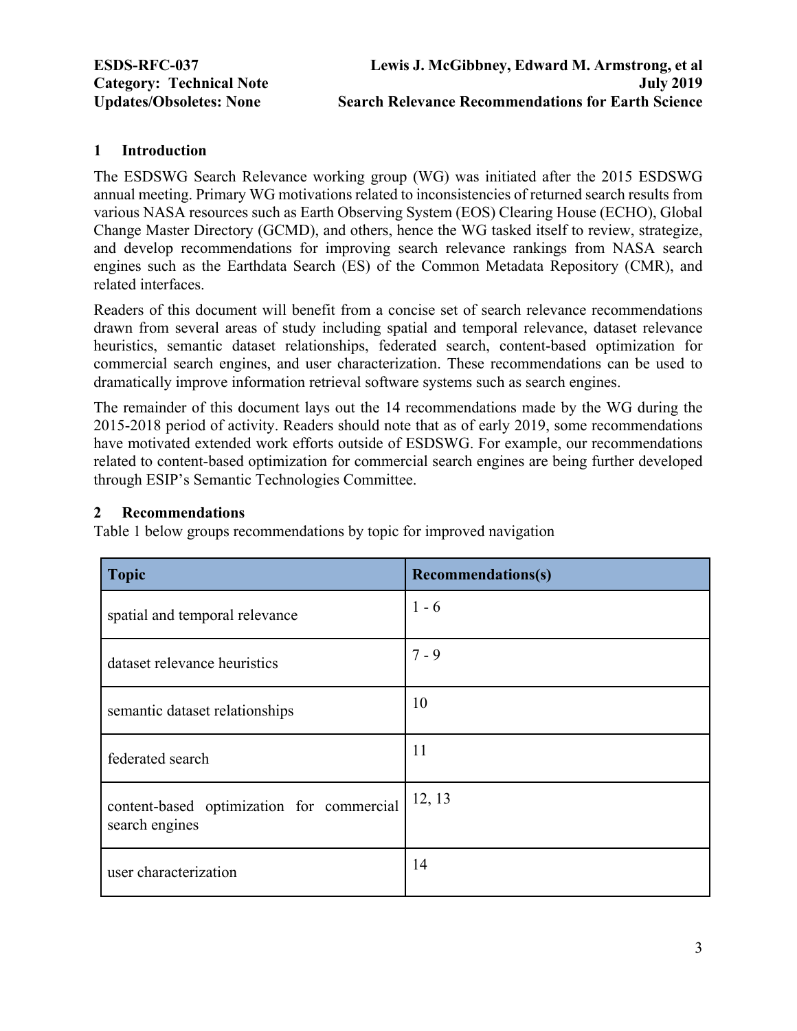## 1 Introduction

The ESDSWG Search Relevance working group (WG) was initiated after the 2015 ESDSWG annual meeting. Primary WG motivations related to inconsistencies of returned search results from various NASA resources such as Earth Observing System (EOS) Clearing House (ECHO), Global Change Master Directory (GCMD), and others, hence the WG tasked itself to review, strategize, and develop recommendations for improving search relevance rankings from NASA search engines such as the Earthdata Search (ES) of the Common Metadata Repository (CMR), and related interfaces.

Readers of this document will benefit from a concise set of search relevance recommendations drawn from several areas of study including spatial and temporal relevance, dataset relevance heuristics, semantic dataset relationships, federated search, content-based optimization for commercial search engines, and user characterization. These recommendations can be used to dramatically improve information retrieval software systems such as search engines.

The remainder of this document lays out the 14 recommendations made by the WG during the 2015-2018 period of activity. Readers should note that as of early 2019, some recommendations have motivated extended work efforts outside of ESDSWG. For example, our recommendations related to content-based optimization for commercial search engines are being further developed through ESIP's Semantic Technologies Committee.

## 2 Recommendations

Table 1 below groups recommendations by topic for improved navigation

| Topic | Recommendations(s) |
|---|---|
| spatial and temporal relevance | 1 - 6 |
| dataset relevance heuristics | 7 - 9 |
| semantic dataset relationships | 10 |
| federated search | 11 |
| content-based optimization for commercial search engines | 12, 13 |
| user characterization | 14 |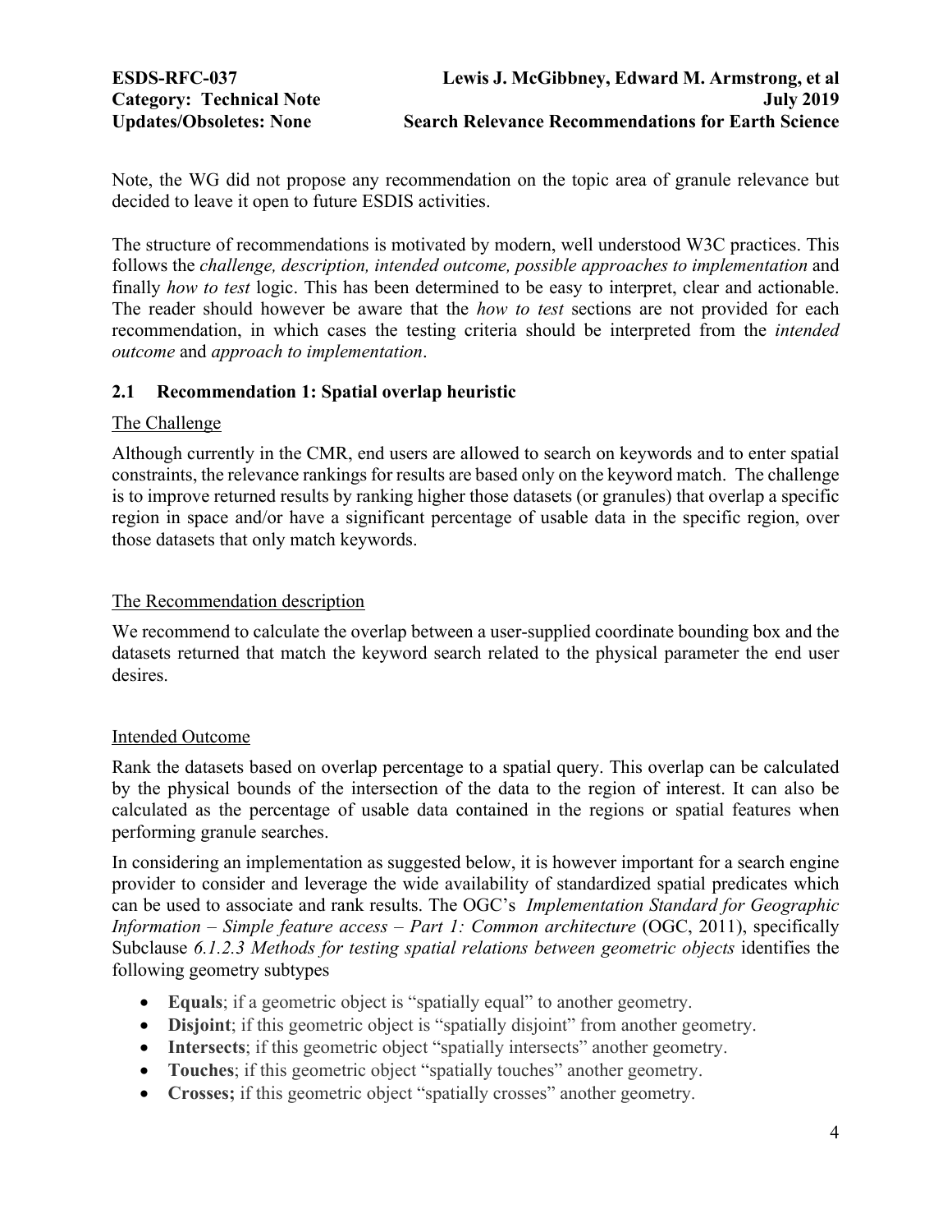Note, the WG did not propose any recommendation on the topic area of granule relevance but decided to leave it open to future ESDIS activities.

The structure of recommendations is motivated by modern, well understood W3C practices. This follows the *challenge, description, intended outcome, possible approaches to implementation* and finally *how to test* logic. This has been determined to be easy to interpret, clear and actionable. The reader should however be aware that the *how to test* sections are not provided for each recommendation, in which cases the testing criteria should be interpreted from the *intended outcome* and *approach to implementation*.

## 2.1 Recommendation 1: Spatial overlap heuristic

The Challenge

Although currently in the CMR, end users are allowed to search on keywords and to enter spatial constraints, the relevance rankings for results are based only on the keyword match. The challenge is to improve returned results by ranking higher those datasets (or granules) that overlap a specific region in space and/or have a significant percentage of usable data in the specific region, over those datasets that only match keywords.

The Recommendation description

We recommend to calculate the overlap between a user-supplied coordinate bounding box and the datasets returned that match the keyword search related to the physical parameter the end user desires.

Intended Outcome

Rank the datasets based on overlap percentage to a spatial query. This overlap can be calculated by the physical bounds of the intersection of the data to the region of interest. It can also be calculated as the percentage of usable data contained in the regions or spatial features when performing granule searches.

In considering an implementation as suggested below, it is however important for a search engine provider to consider and leverage the wide availability of standardized spatial predicates which can be used to associate and rank results. The OGC's *Implementation Standard for Geographic Information – Simple feature access – Part 1: Common architecture* (OGC, 2011), specifically Subclause *6.1.2.3 Methods for testing spatial relations between geometric objects* identifies the following geometry subtypes

- **Equals**; if a geometric object is "spatially equal" to another geometry.
- **Disjoint**; if this geometric object is "spatially disjoint" from another geometry.
- **Intersects**; if this geometric object "spatially intersects" another geometry.
- **Touches**; if this geometric object "spatially touches" another geometry.
- **Crosses;** if this geometric object "spatially crosses" another geometry.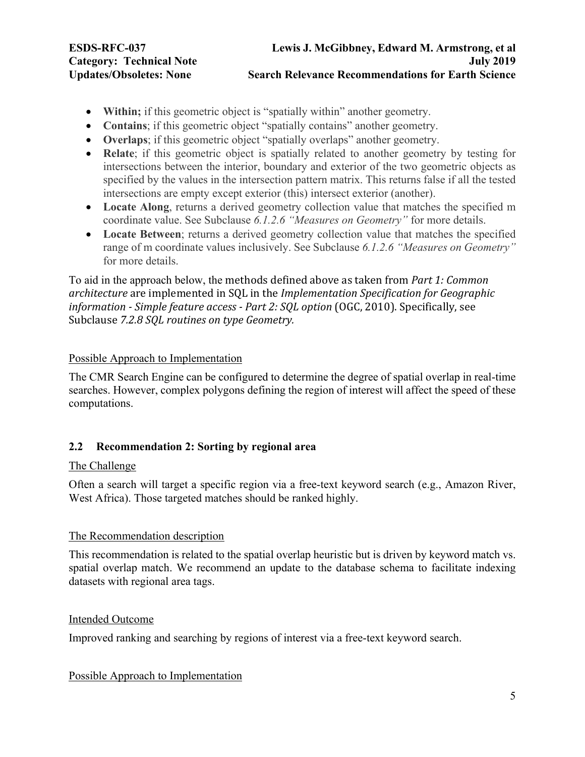- **Within;** if this geometric object is "spatially within" another geometry.
- **Contains**; if this geometric object "spatially contains" another geometry.
- **Overlaps**; if this geometric object "spatially overlaps" another geometry.
- **Relate**; if this geometric object is spatially related to another geometry by testing for intersections between the interior, boundary and exterior of the two geometric objects as specified by the values in the intersection pattern matrix. This returns false if all the tested intersections are empty except exterior (this) intersect exterior (another).
- **Locate Along**, returns a derived geometry collection value that matches the specified m coordinate value. See Subclause *6.1.2.6 "Measures on Geometry"* for more details.
- **Locate Between**; returns a derived geometry collection value that matches the specified range of m coordinate values inclusively. See Subclause *6.1.2.6 "Measures on Geometry"* for more details.

To aid in the approach below, the methods defined above as taken from *Part 1: Common architecture* are implemented in SQL in the *Implementation Specification for Geographic information - Simple feature access - Part 2: SQL option* (OGC, 2010). Specifically, see Subclause *7.2.8 SQL routines on type Geometry.*

Possible Approach to Implementation

The CMR Search Engine can be configured to determine the degree of spatial overlap in real-time searches. However, complex polygons defining the region of interest will affect the speed of these computations.

## 2.2 Recommendation 2: Sorting by regional area

The Challenge

Often a search will target a specific region via a free-text keyword search (e.g., Amazon River, West Africa). Those targeted matches should be ranked highly.

The Recommendation description

This recommendation is related to the spatial overlap heuristic but is driven by keyword match vs. spatial overlap match. We recommend an update to the database schema to facilitate indexing datasets with regional area tags.

Intended Outcome

Improved ranking and searching by regions of interest via a free-text keyword search.

Possible Approach to Implementation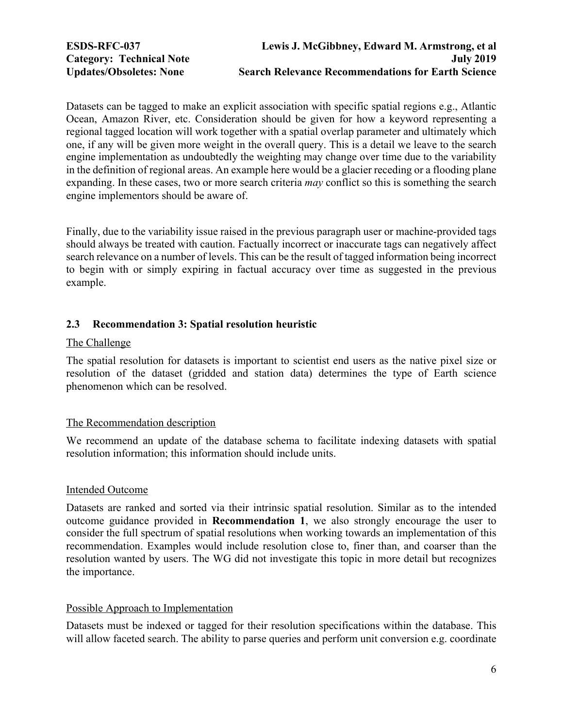Datasets can be tagged to make an explicit association with specific spatial regions e.g., Atlantic Ocean, Amazon River, etc. Consideration should be given for how a keyword representing a regional tagged location will work together with a spatial overlap parameter and ultimately which one, if any will be given more weight in the overall query. This is a detail we leave to the search engine implementation as undoubtedly the weighting may change over time due to the variability in the definition of regional areas. An example here would be a glacier receding or a flooding plane expanding. In these cases, two or more search criteria *may* conflict so this is something the search engine implementors should be aware of.

Finally, due to the variability issue raised in the previous paragraph user or machine-provided tags should always be treated with caution. Factually incorrect or inaccurate tags can negatively affect search relevance on a number of levels. This can be the result of tagged information being incorrect to begin with or simply expiring in factual accuracy over time as suggested in the previous example.

### 2.3 Recommendation 3: Spatial resolution heuristic

The Challenge

The spatial resolution for datasets is important to scientist end users as the native pixel size or resolution of the dataset (gridded and station data) determines the type of Earth science phenomenon which can be resolved.

The Recommendation description

We recommend an update of the database schema to facilitate indexing datasets with spatial resolution information; this information should include units.

Intended Outcome

Datasets are ranked and sorted via their intrinsic spatial resolution. Similar as to the intended outcome guidance provided in **Recommendation 1**, we also strongly encourage the user to consider the full spectrum of spatial resolutions when working towards an implementation of this recommendation. Examples would include resolution close to, finer than, and coarser than the resolution wanted by users. The WG did not investigate this topic in more detail but recognizes the importance.

Possible Approach to Implementation

Datasets must be indexed or tagged for their resolution specifications within the database. This will allow faceted search. The ability to parse queries and perform unit conversion e.g. coordinate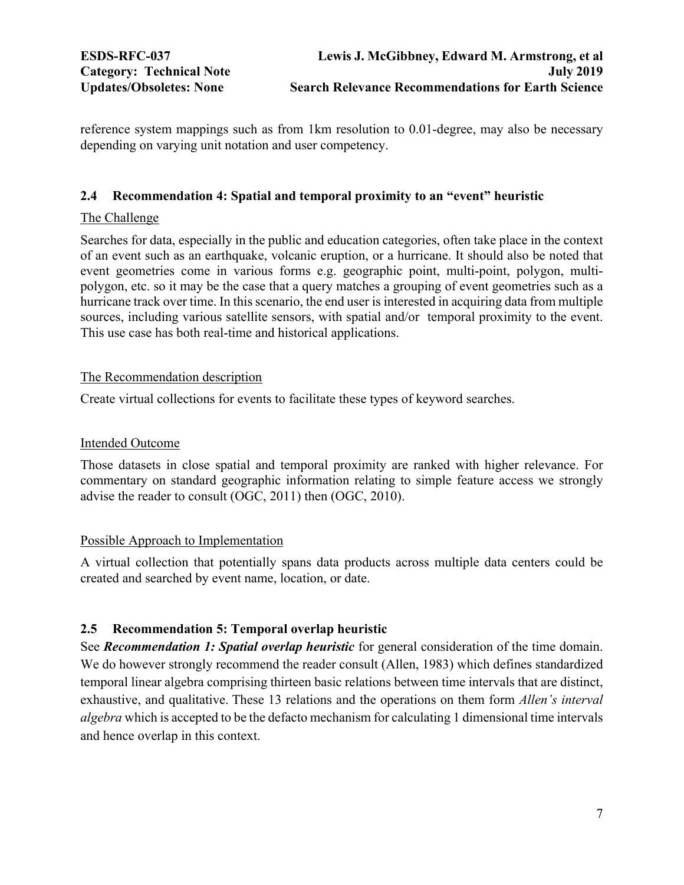reference system mappings such as from 1km resolution to 0.01-degree, may also be necessary depending on varying unit notation and user competency.

## 2.4 Recommendation 4: Spatial and temporal proximity to an "event" heuristic

The Challenge

Searches for data, especially in the public and education categories, often take place in the context of an event such as an earthquake, volcanic eruption, or a hurricane. It should also be noted that event geometries come in various forms e.g. geographic point, multi-point, polygon, multi-polygon, etc. so it may be the case that a query matches a grouping of event geometries such as a hurricane track over time. In this scenario, the end user is interested in acquiring data from multiple sources, including various satellite sensors, with spatial and/or temporal proximity to the event. This use case has both real-time and historical applications.

The Recommendation description

Create virtual collections for events to facilitate these types of keyword searches.

Intended Outcome

Those datasets in close spatial and temporal proximity are ranked with higher relevance. For commentary on standard geographic information relating to simple feature access we strongly advise the reader to consult (OGC, 2011) then (OGC, 2010).

Possible Approach to Implementation

A virtual collection that potentially spans data products across multiple data centers could be created and searched by event name, location, or date.

## 2.5 Recommendation 5: Temporal overlap heuristic

See ***Recommendation 1: Spatial overlap heuristic*** for general consideration of the time domain. We do however strongly recommend the reader consult (Allen, 1983) which defines standardized temporal linear algebra comprising thirteen basic relations between time intervals that are distinct, exhaustive, and qualitative. These 13 relations and the operations on them form *Allen's interval algebra* which is accepted to be the defacto mechanism for calculating 1 dimensional time intervals and hence overlap in this context.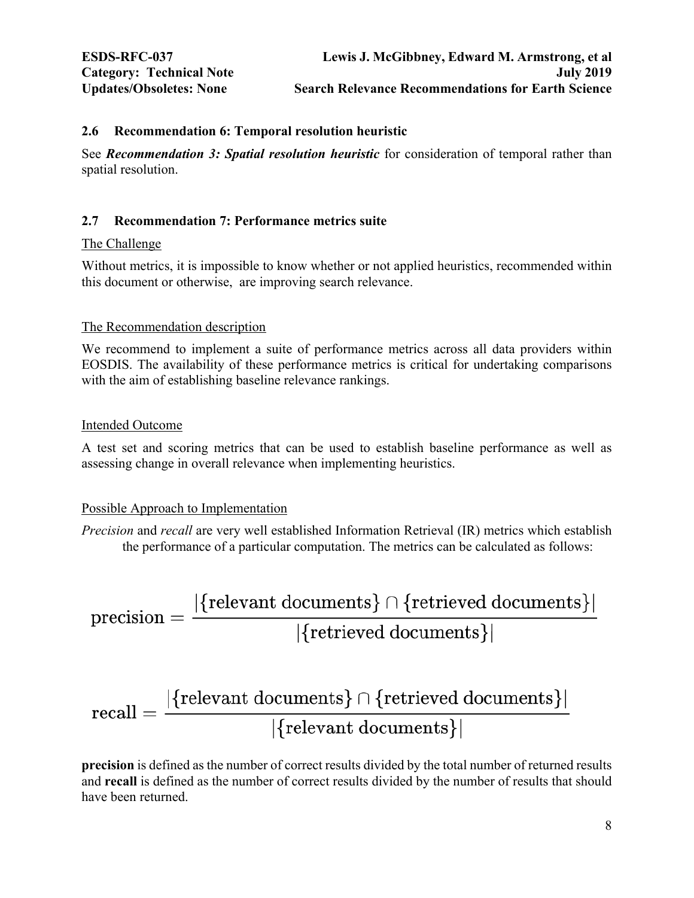## 2.6 Recommendation 6: Temporal resolution heuristic

See ***Recommendation 3: Spatial resolution heuristic*** for consideration of temporal rather than spatial resolution.

## 2.7 Recommendation 7: Performance metrics suite

<u>The Challenge</u>

Without metrics, it is impossible to know whether or not applied heuristics, recommended within this document or otherwise, are improving search relevance.

<u>The Recommendation description</u>

We recommend to implement a suite of performance metrics across all data providers within EOSDIS. The availability of these performance metrics is critical for undertaking comparisons with the aim of establishing baseline relevance rankings.

<u>Intended Outcome</u>

A test set and scoring metrics that can be used to establish baseline performance as well as assessing change in overall relevance when implementing heuristics.

<u>Possible Approach to Implementation</u>

*Precision* and *recall* are very well established Information Retrieval (IR) metrics which establish the performance of a particular computation. The metrics can be calculated as follows:

$$\text{precision} = \frac{|\{\text{relevant documents}\} \cap \{\text{retrieved documents}\}|}{|\{\text{retrieved documents}\}|}$$

$$\text{recall} = \frac{|\{\text{relevant documents}\} \cap \{\text{retrieved documents}\}|}{|\{\text{relevant documents}\}|}$$

**precision** is defined as the number of correct results divided by the total number of returned results and **recall** is defined as the number of correct results divided by the number of results that should have been returned.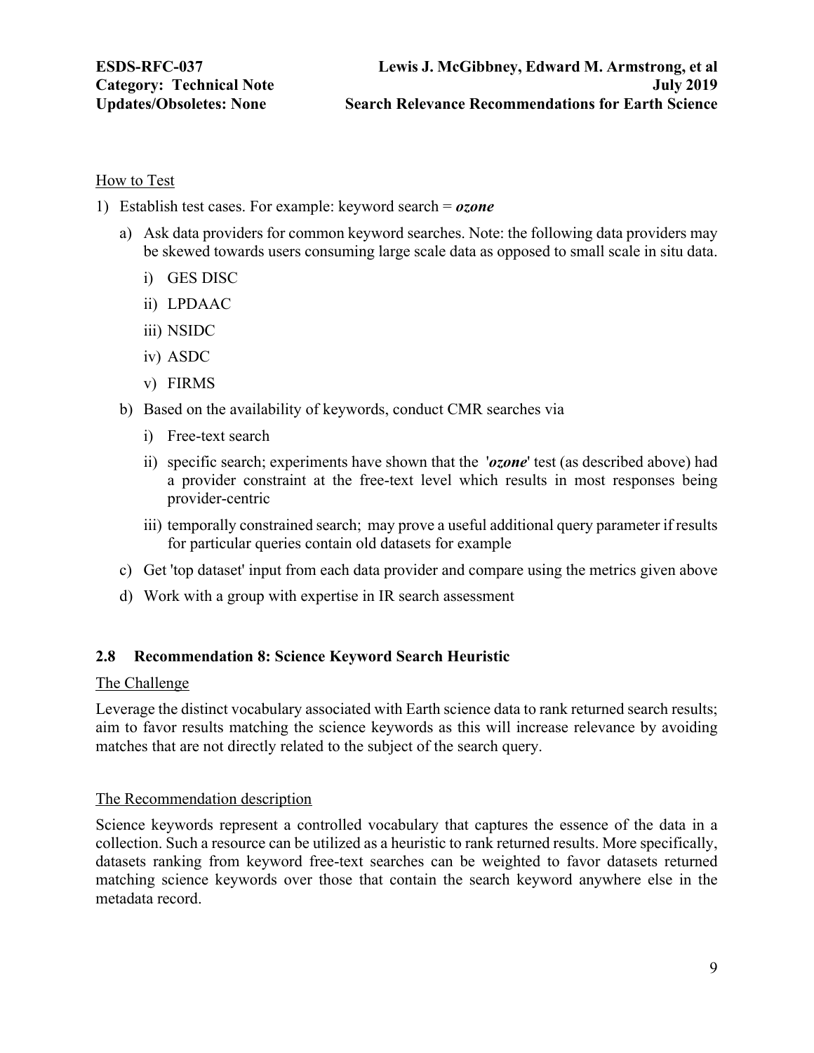How to Test

1) Establish test cases. For example: keyword search = ***ozone***
   a) Ask data providers for common keyword searches. Note: the following data providers may be skewed towards users consuming large scale data as opposed to small scale in situ data.
      i) GES DISC
      ii) LPDAAC
      iii) NSIDC
      iv) ASDC
      v) FIRMS
   b) Based on the availability of keywords, conduct CMR searches via
      i) Free-text search
      ii) specific search; experiments have shown that the '***ozone***' test (as described above) had a provider constraint at the free-text level which results in most responses being provider-centric
      iii) temporally constrained search; may prove a useful additional query parameter if results for particular queries contain old datasets for example
   c) Get 'top dataset' input from each data provider and compare using the metrics given above
   d) Work with a group with expertise in IR search assessment

### 2.8 Recommendation 8: Science Keyword Search Heuristic

The Challenge

Leverage the distinct vocabulary associated with Earth science data to rank returned search results; aim to favor results matching the science keywords as this will increase relevance by avoiding matches that are not directly related to the subject of the search query.

The Recommendation description

Science keywords represent a controlled vocabulary that captures the essence of the data in a collection. Such a resource can be utilized as a heuristic to rank returned results. More specifically, datasets ranking from keyword free-text searches can be weighted to favor datasets returned matching science keywords over those that contain the search keyword anywhere else in the metadata record.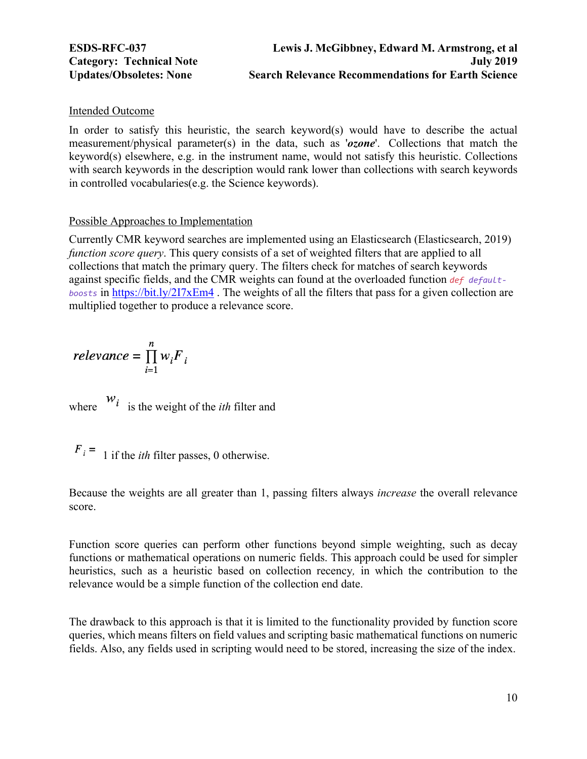Intended Outcome

In order to satisfy this heuristic, the search keyword(s) would have to describe the actual measurement/physical parameter(s) in the data, such as '***ozone***'. Collections that match the keyword(s) elsewhere, e.g. in the instrument name, would not satisfy this heuristic. Collections with search keywords in the description would rank lower than collections with search keywords in controlled vocabularies(e.g. the Science keywords).

Possible Approaches to Implementation

Currently CMR keyword searches are implemented using an Elasticsearch (Elasticsearch, 2019) *function score query*. This query consists of a set of weighted filters that are applied to all collections that match the primary query. The filters check for matches of search keywords against specific fields, and the CMR weights can found at the overloaded function `def default-boosts` in https://bit.ly/2I7xEm4 . The weights of all the filters that pass for a given collection are multiplied together to produce a relevance score.

$$relevance = \prod_{i=1}^{n} w_i F_i$$

where $w_i$ is the weight of the *ith* filter and

$F_i =$ 1 if the *ith* filter passes, 0 otherwise.

Because the weights are all greater than 1, passing filters always *increase* the overall relevance score.

Function score queries can perform other functions beyond simple weighting, such as decay functions or mathematical operations on numeric fields. This approach could be used for simpler heuristics, such as a heuristic based on collection recency, in which the contribution to the relevance would be a simple function of the collection end date.

The drawback to this approach is that it is limited to the functionality provided by function score queries, which means filters on field values and scripting basic mathematical functions on numeric fields. Also, any fields used in scripting would need to be stored, increasing the size of the index.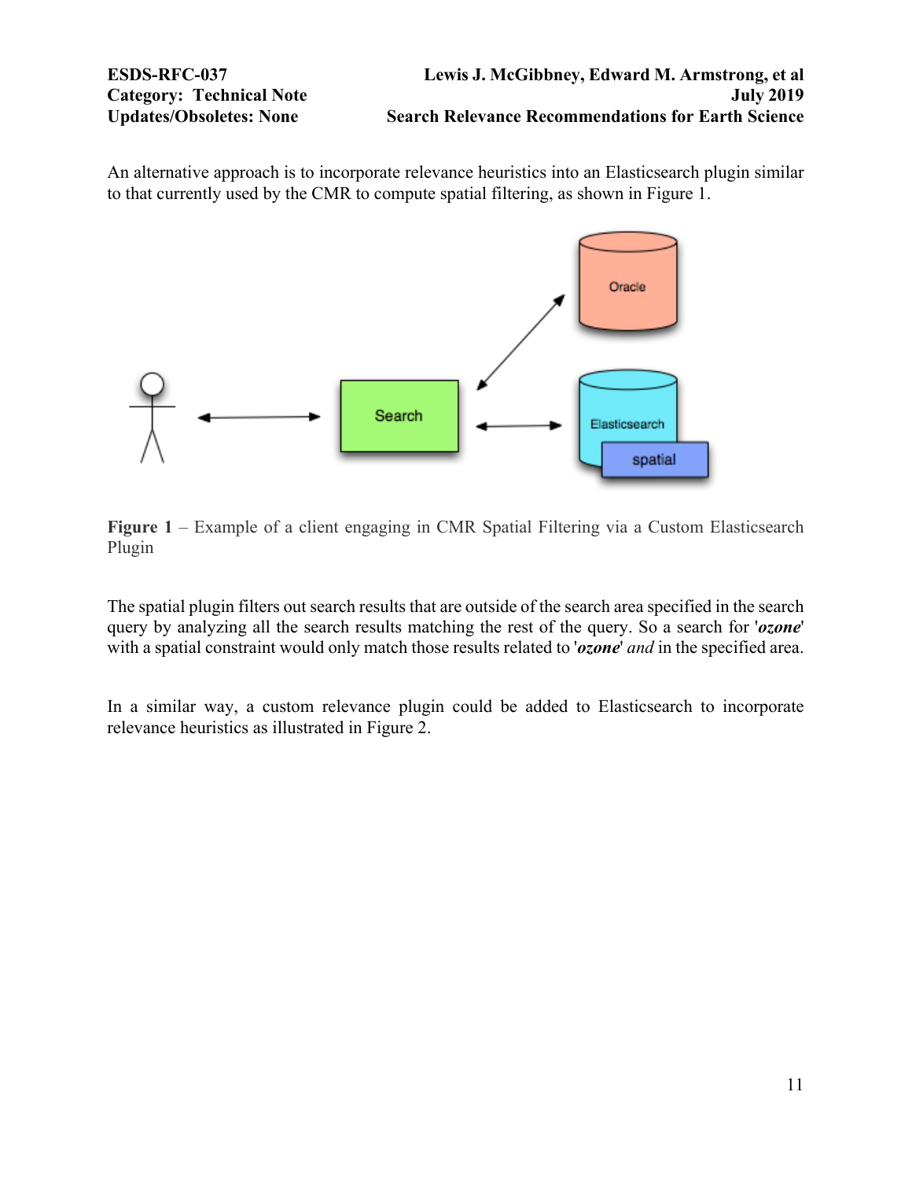An alternative approach is to incorporate relevance heuristics into an Elasticsearch plugin similar to that currently used by the CMR to compute spatial filtering, as shown in Figure 1.

**Figure 1** – Example of a client engaging in CMR Spatial Filtering via a Custom Elasticsearch Plugin

The spatial plugin filters out search results that are outside of the search area specified in the search query by analyzing all the search results matching the rest of the query. So a search for '***ozone***' with a spatial constraint would only match those results related to '***ozone***' *and* in the specified area.

In a similar way, a custom relevance plugin could be added to Elasticsearch to incorporate relevance heuristics as illustrated in Figure 2.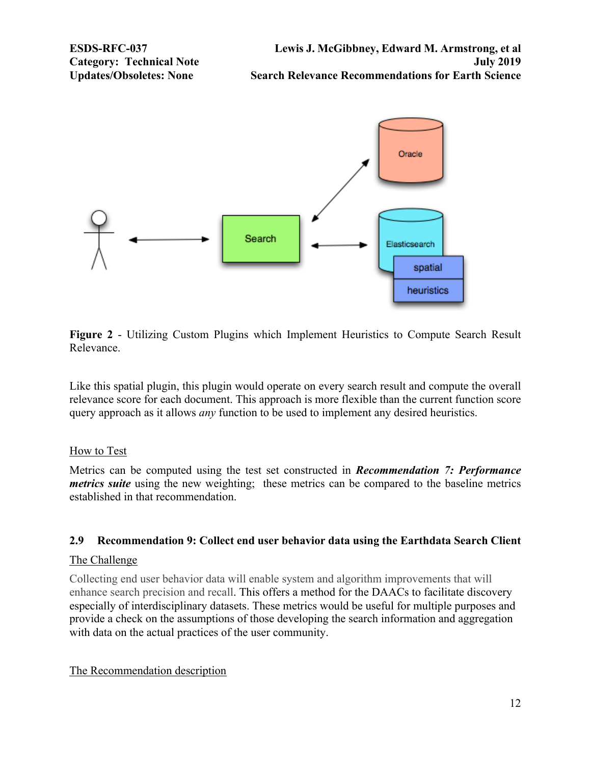**Figure 2** - Utilizing Custom Plugins which Implement Heuristics to Compute Search Result Relevance.

Like this spatial plugin, this plugin would operate on every search result and compute the overall relevance score for each document. This approach is more flexible than the current function score query approach as it allows *any* function to be used to implement any desired heuristics.

<u>How to Test</u>

Metrics can be computed using the test set constructed in ***Recommendation 7: Performance metrics suite*** using the new weighting; these metrics can be compared to the baseline metrics established in that recommendation.

## 2.9 Recommendation 9: Collect end user behavior data using the Earthdata Search Client

<u>The Challenge</u>

Collecting end user behavior data will enable system and algorithm improvements that will enhance search precision and recall. This offers a method for the DAACs to facilitate discovery especially of interdisciplinary datasets. These metrics would be useful for multiple purposes and provide a check on the assumptions of those developing the search information and aggregation with data on the actual practices of the user community.

<u>The Recommendation description</u>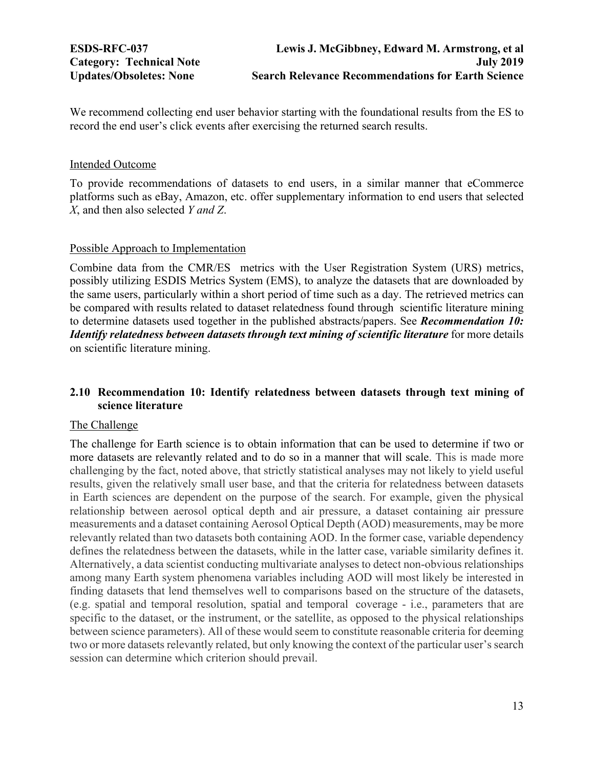We recommend collecting end user behavior starting with the foundational results from the ES to record the end user's click events after exercising the returned search results.

Intended Outcome

To provide recommendations of datasets to end users, in a similar manner that eCommerce platforms such as eBay, Amazon, etc. offer supplementary information to end users that selected *X*, and then also selected *Y and Z*.

Possible Approach to Implementation

Combine data from the CMR/ES metrics with the User Registration System (URS) metrics, possibly utilizing ESDIS Metrics System (EMS), to analyze the datasets that are downloaded by the same users, particularly within a short period of time such as a day. The retrieved metrics can be compared with results related to dataset relatedness found through scientific literature mining to determine datasets used together in the published abstracts/papers. See ***Recommendation 10: Identify relatedness between datasets through text mining of scientific literature*** for more details on scientific literature mining.

## 2.10 Recommendation 10: Identify relatedness between datasets through text mining of science literature

The Challenge

The challenge for Earth science is to obtain information that can be used to determine if two or more datasets are relevantly related and to do so in a manner that will scale. This is made more challenging by the fact, noted above, that strictly statistical analyses may not likely to yield useful results, given the relatively small user base, and that the criteria for relatedness between datasets in Earth sciences are dependent on the purpose of the search. For example, given the physical relationship between aerosol optical depth and air pressure, a dataset containing air pressure measurements and a dataset containing Aerosol Optical Depth (AOD) measurements, may be more relevantly related than two datasets both containing AOD. In the former case, variable dependency defines the relatedness between the datasets, while in the latter case, variable similarity defines it. Alternatively, a data scientist conducting multivariate analyses to detect non-obvious relationships among many Earth system phenomena variables including AOD will most likely be interested in finding datasets that lend themselves well to comparisons based on the structure of the datasets, (e.g. spatial and temporal resolution, spatial and temporal coverage - i.e., parameters that are specific to the dataset, or the instrument, or the satellite, as opposed to the physical relationships between science parameters). All of these would seem to constitute reasonable criteria for deeming two or more datasets relevantly related, but only knowing the context of the particular user's search session can determine which criterion should prevail.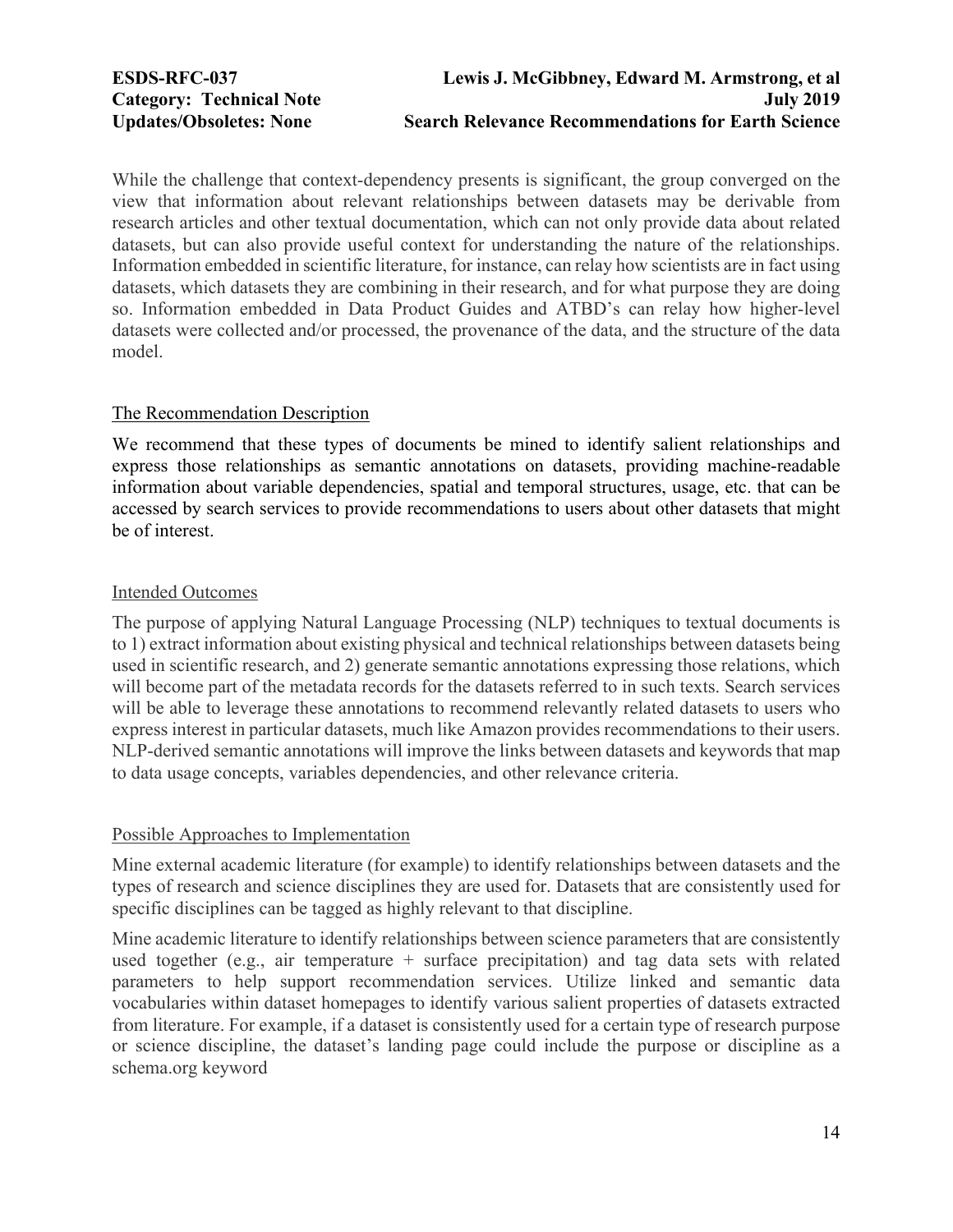While the challenge that context-dependency presents is significant, the group converged on the view that information about relevant relationships between datasets may be derivable from research articles and other textual documentation, which can not only provide data about related datasets, but can also provide useful context for understanding the nature of the relationships. Information embedded in scientific literature, for instance, can relay how scientists are in fact using datasets, which datasets they are combining in their research, and for what purpose they are doing so. Information embedded in Data Product Guides and ATBD's can relay how higher-level datasets were collected and/or processed, the provenance of the data, and the structure of the data model.

#### The Recommendation Description

We recommend that these types of documents be mined to identify salient relationships and express those relationships as semantic annotations on datasets, providing machine-readable information about variable dependencies, spatial and temporal structures, usage, etc. that can be accessed by search services to provide recommendations to users about other datasets that might be of interest.

#### Intended Outcomes

The purpose of applying Natural Language Processing (NLP) techniques to textual documents is to 1) extract information about existing physical and technical relationships between datasets being used in scientific research, and 2) generate semantic annotations expressing those relations, which will become part of the metadata records for the datasets referred to in such texts. Search services will be able to leverage these annotations to recommend relevantly related datasets to users who express interest in particular datasets, much like Amazon provides recommendations to their users. NLP-derived semantic annotations will improve the links between datasets and keywords that map to data usage concepts, variables dependencies, and other relevance criteria.

#### Possible Approaches to Implementation

Mine external academic literature (for example) to identify relationships between datasets and the types of research and science disciplines they are used for. Datasets that are consistently used for specific disciplines can be tagged as highly relevant to that discipline.

Mine academic literature to identify relationships between science parameters that are consistently used together (e.g., air temperature + surface precipitation) and tag data sets with related parameters to help support recommendation services. Utilize linked and semantic data vocabularies within dataset homepages to identify various salient properties of datasets extracted from literature. For example, if a dataset is consistently used for a certain type of research purpose or science discipline, the dataset's landing page could include the purpose or discipline as a schema.org keyword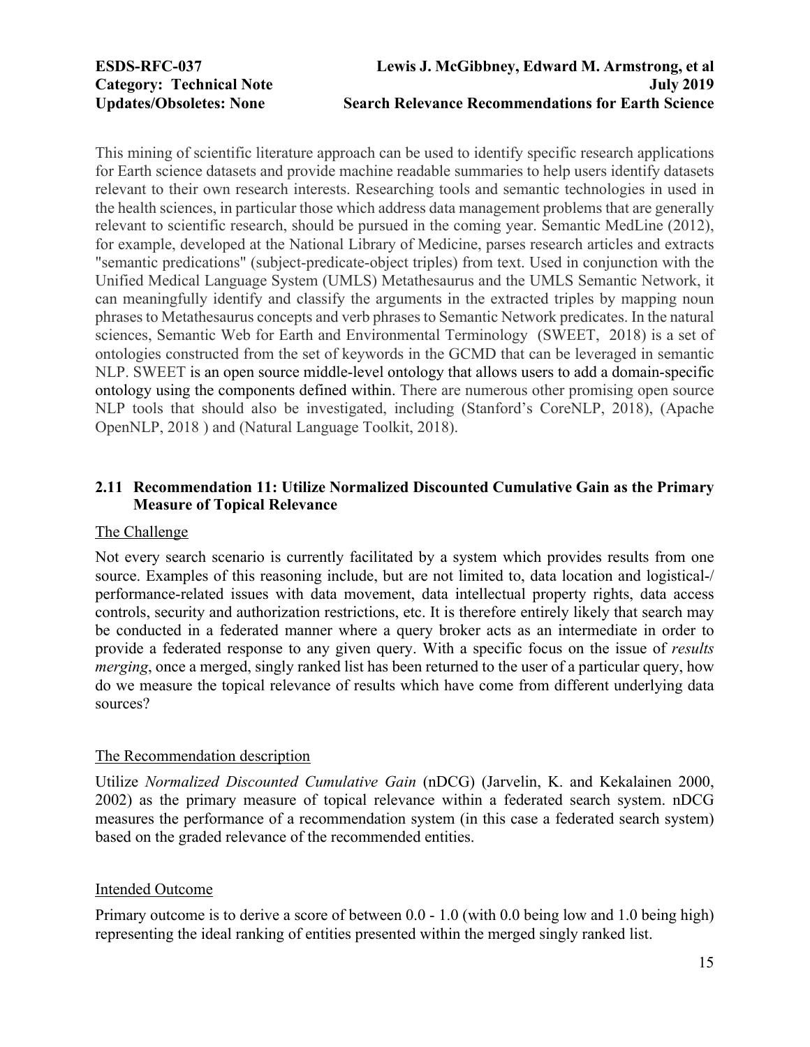This mining of scientific literature approach can be used to identify specific research applications for Earth science datasets and provide machine readable summaries to help users identify datasets relevant to their own research interests. Researching tools and semantic technologies in used in the health sciences, in particular those which address data management problems that are generally relevant to scientific research, should be pursued in the coming year. Semantic MedLine (2012), for example, developed at the National Library of Medicine, parses research articles and extracts "semantic predications" (subject-predicate-object triples) from text. Used in conjunction with the Unified Medical Language System (UMLS) Metathesaurus and the UMLS Semantic Network, it can meaningfully identify and classify the arguments in the extracted triples by mapping noun phrases to Metathesaurus concepts and verb phrases to Semantic Network predicates. In the natural sciences, Semantic Web for Earth and Environmental Terminology (SWEET, 2018) is a set of ontologies constructed from the set of keywords in the GCMD that can be leveraged in semantic NLP. SWEET is an open source middle-level ontology that allows users to add a domain-specific ontology using the components defined within. There are numerous other promising open source NLP tools that should also be investigated, including (Stanford's CoreNLP, 2018), (Apache OpenNLP, 2018 ) and (Natural Language Toolkit, 2018).

## 2.11 Recommendation 11: Utilize Normalized Discounted Cumulative Gain as the Primary Measure of Topical Relevance

The Challenge

Not every search scenario is currently facilitated by a system which provides results from one source. Examples of this reasoning include, but are not limited to, data location and logistical-/ performance-related issues with data movement, data intellectual property rights, data access controls, security and authorization restrictions, etc. It is therefore entirely likely that search may be conducted in a federated manner where a query broker acts as an intermediate in order to provide a federated response to any given query. With a specific focus on the issue of *results merging*, once a merged, singly ranked list has been returned to the user of a particular query, how do we measure the topical relevance of results which have come from different underlying data sources?

The Recommendation description

Utilize *Normalized Discounted Cumulative Gain* (nDCG) (Jarvelin, K. and Kekalainen 2000, 2002) as the primary measure of topical relevance within a federated search system. nDCG measures the performance of a recommendation system (in this case a federated search system) based on the graded relevance of the recommended entities.

Intended Outcome

Primary outcome is to derive a score of between 0.0 - 1.0 (with 0.0 being low and 1.0 being high) representing the ideal ranking of entities presented within the merged singly ranked list.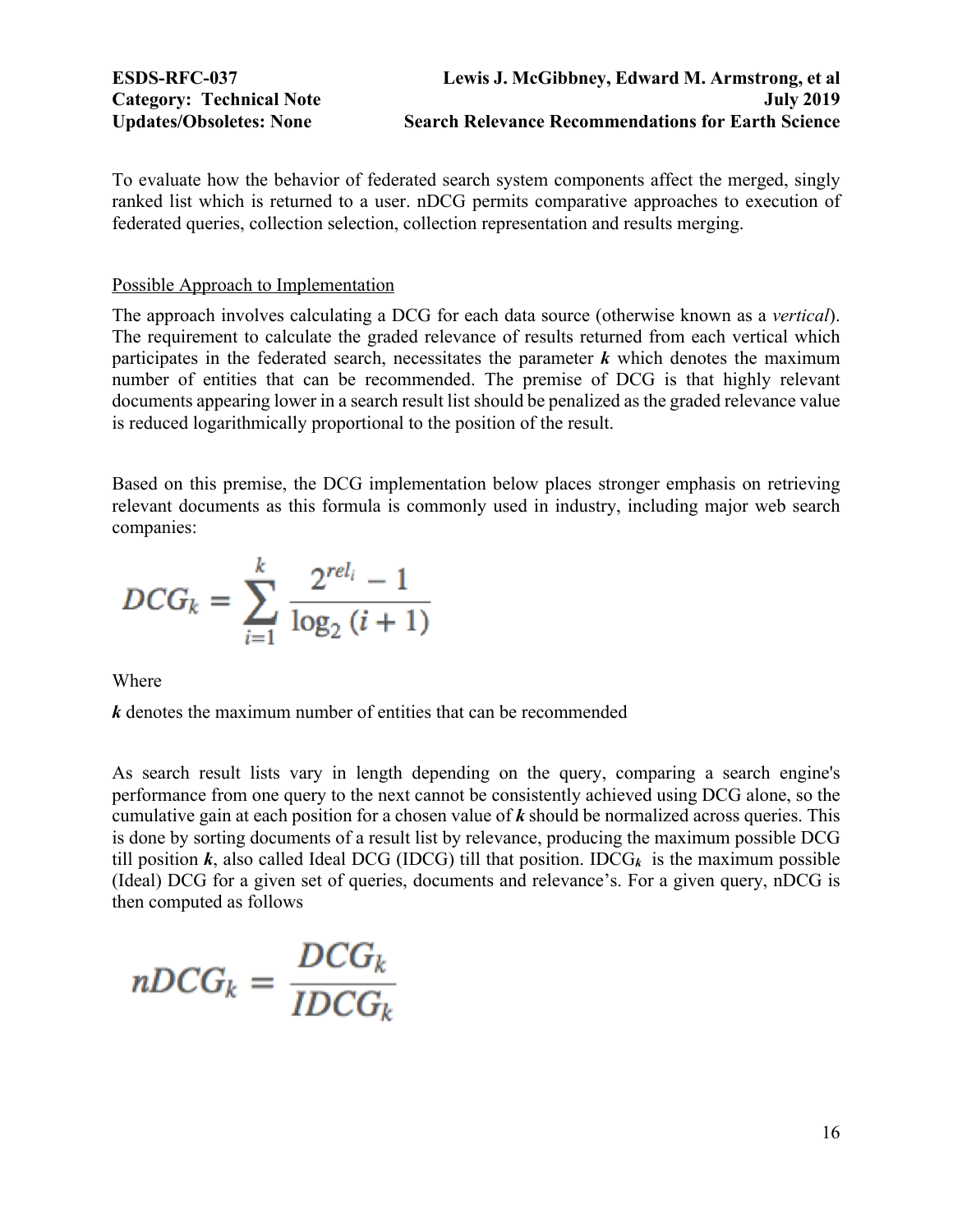To evaluate how the behavior of federated search system components affect the merged, singly ranked list which is returned to a user. nDCG permits comparative approaches to execution of federated queries, collection selection, collection representation and results merging.

Possible Approach to Implementation

The approach involves calculating a DCG for each data source (otherwise known as a *vertical*). The requirement to calculate the graded relevance of results returned from each vertical which participates in the federated search, necessitates the parameter ***k*** which denotes the maximum number of entities that can be recommended. The premise of DCG is that highly relevant documents appearing lower in a search result list should be penalized as the graded relevance value is reduced logarithmically proportional to the position of the result.

Based on this premise, the DCG implementation below places stronger emphasis on retrieving relevant documents as this formula is commonly used in industry, including major web search companies:

$$DCG_k = \sum_{i=1}^{k} \frac{2^{rel_i} - 1}{\log_2 (i + 1)}$$

Where

***k*** denotes the maximum number of entities that can be recommended

As search result lists vary in length depending on the query, comparing a search engine's performance from one query to the next cannot be consistently achieved using DCG alone, so the cumulative gain at each position for a chosen value of ***k*** should be normalized across queries. This is done by sorting documents of a result list by relevance, producing the maximum possible DCG till position ***k***, also called Ideal DCG (IDCG) till that position. $IDCG_k$ is the maximum possible (Ideal) DCG for a given set of queries, documents and relevance's. For a given query, nDCG is then computed as follows

$$nDCG_k = \frac{DCG_k}{IDCG_k}$$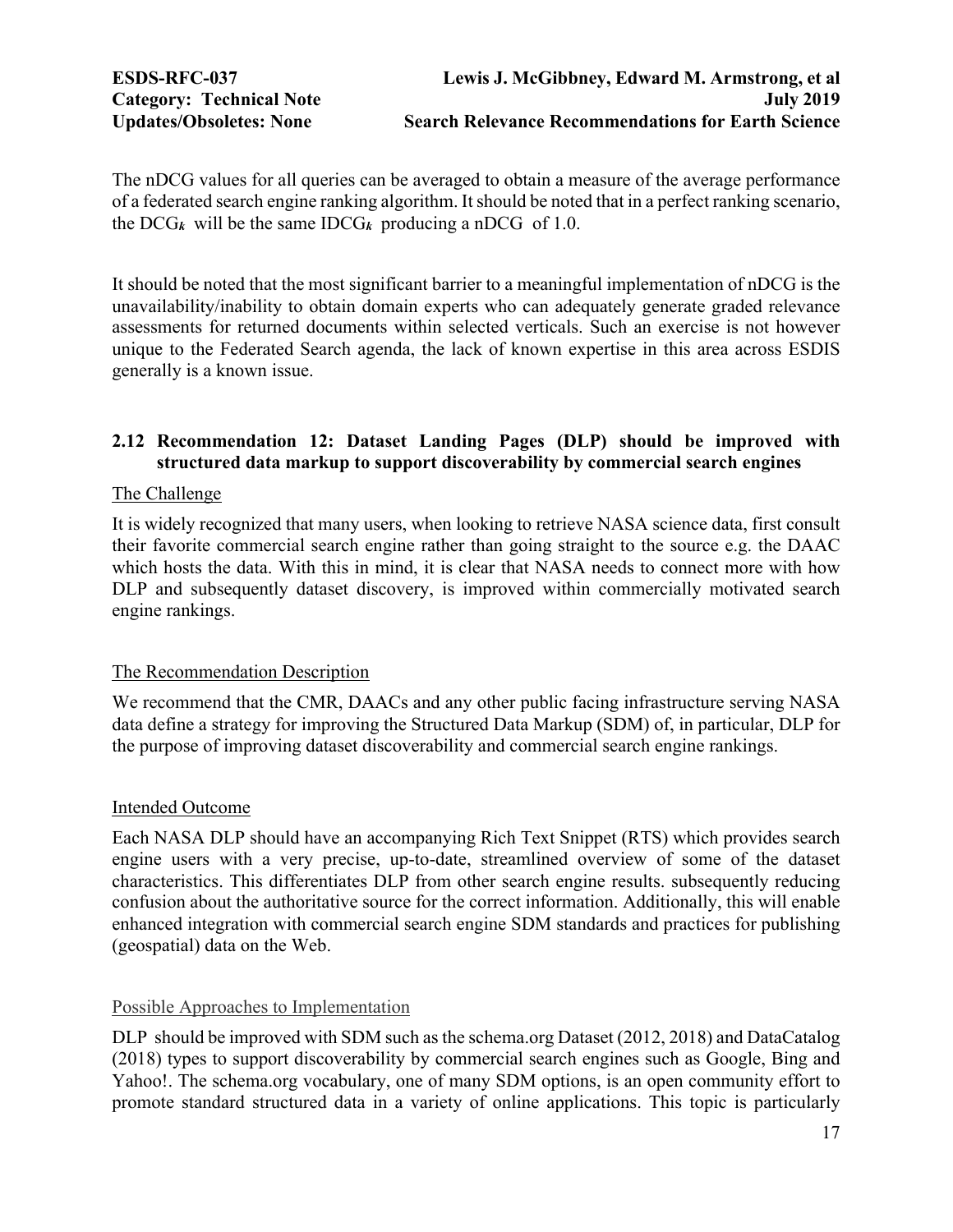The nDCG values for all queries can be averaged to obtain a measure of the average performance of a federated search engine ranking algorithm. It should be noted that in a perfect ranking scenario, the $DCG_k$ will be the same $IDCG_k$ producing a nDCG of 1.0.

It should be noted that the most significant barrier to a meaningful implementation of nDCG is the unavailability/inability to obtain domain experts who can adequately generate graded relevance assessments for returned documents within selected verticals. Such an exercise is not however unique to the Federated Search agenda, the lack of known expertise in this area across ESDIS generally is a known issue.

## 2.12 Recommendation 12: Dataset Landing Pages (DLP) should be improved with structured data markup to support discoverability by commercial search engines

The Challenge

It is widely recognized that many users, when looking to retrieve NASA science data, first consult their favorite commercial search engine rather than going straight to the source e.g. the DAAC which hosts the data. With this in mind, it is clear that NASA needs to connect more with how DLP and subsequently dataset discovery, is improved within commercially motivated search engine rankings.

The Recommendation Description

We recommend that the CMR, DAACs and any other public facing infrastructure serving NASA data define a strategy for improving the Structured Data Markup (SDM) of, in particular, DLP for the purpose of improving dataset discoverability and commercial search engine rankings.

Intended Outcome

Each NASA DLP should have an accompanying Rich Text Snippet (RTS) which provides search engine users with a very precise, up-to-date, streamlined overview of some of the dataset characteristics. This differentiates DLP from other search engine results. subsequently reducing confusion about the authoritative source for the correct information. Additionally, this will enable enhanced integration with commercial search engine SDM standards and practices for publishing (geospatial) data on the Web.

Possible Approaches to Implementation

DLP should be improved with SDM such as the schema.org Dataset (2012, 2018) and DataCatalog (2018) types to support discoverability by commercial search engines such as Google, Bing and Yahoo!. The schema.org vocabulary, one of many SDM options, is an open community effort to promote standard structured data in a variety of online applications. This topic is particularly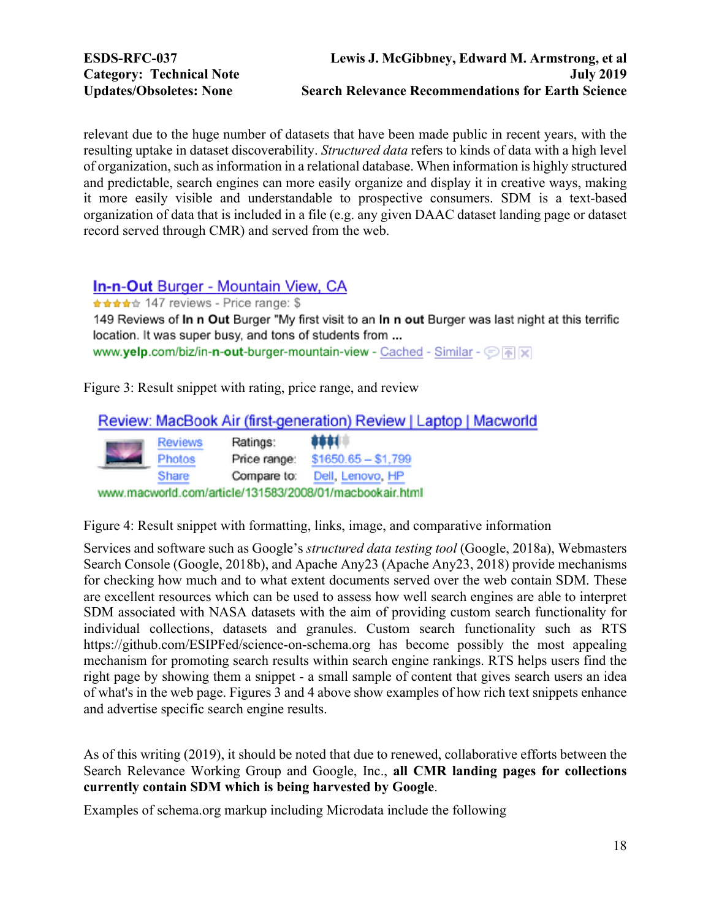relevant due to the huge number of datasets that have been made public in recent years, with the resulting uptake in dataset discoverability. *Structured data* refers to kinds of data with a high level of organization, such as information in a relational database. When information is highly structured and predictable, search engines can more easily organize and display it in creative ways, making it more easily visible and understandable to prospective consumers. SDM is a text-based organization of data that is included in a file (e.g. any given DAAC dataset landing page or dataset record served through CMR) and served from the web.

Figure 3: Result snippet with rating, price range, and review

Figure 4: Result snippet with formatting, links, image, and comparative information

Services and software such as Google's *structured data testing tool* (Google, 2018a), Webmasters Search Console (Google, 2018b), and Apache Any23 (Apache Any23, 2018) provide mechanisms for checking how much and to what extent documents served over the web contain SDM. These are excellent resources which can be used to assess how well search engines are able to interpret SDM associated with NASA datasets with the aim of providing custom search functionality for individual collections, datasets and granules. Custom search functionality such as RTS https://github.com/ESIPFed/science-on-schema.org has become possibly the most appealing mechanism for promoting search results within search engine rankings. RTS helps users find the right page by showing them a snippet - a small sample of content that gives search users an idea of what's in the web page. Figures 3 and 4 above show examples of how rich text snippets enhance and advertise specific search engine results.

As of this writing (2019), it should be noted that due to renewed, collaborative efforts between the Search Relevance Working Group and Google, Inc., **all CMR landing pages for collections currently contain SDM which is being harvested by Google**.

Examples of schema.org markup including Microdata include the following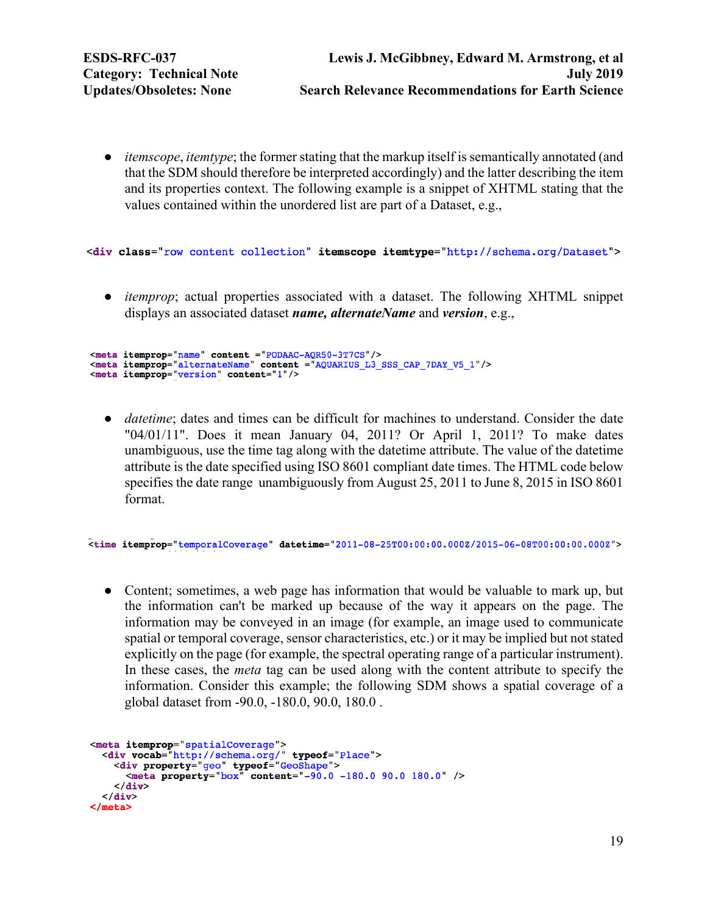- *itemscope*, *itemtype*; the former stating that the markup itself is semantically annotated (and that the SDM should therefore be interpreted accordingly) and the latter describing the item and its properties context. The following example is a snippet of XHTML stating that the values contained within the unordered list are part of a Dataset, e.g.,

```
<div class="row content collection" itemscope itemtype="http://schema.org/Dataset">
```

- *itemprop*; actual properties associated with a dataset. The following XHTML snippet displays an associated dataset ***name, alternateName*** and ***version***, e.g.,

```
<meta itemprop="name" content ="PODAAC-AQR50-3T7CS"/>
<meta itemprop="alternateName" content ="AQUARIUS_L3_SSS_CAP_7DAY_V5_1"/>
<meta itemprop="version" content="1"/>
```

- *datetime*; dates and times can be difficult for machines to understand. Consider the date "04/01/11". Does it mean January 04, 2011? Or April 1, 2011? To make dates unambiguous, use the time tag along with the datetime attribute. The value of the datetime attribute is the date specified using ISO 8601 compliant date times. The HTML code below specifies the date range unambiguously from August 25, 2011 to June 8, 2015 in ISO 8601 format.

```
<time itemprop="temporalCoverage" datetime="2011-08-25T00:00:00.000Z/2015-06-08T00:00:00.000Z">
```

- Content; sometimes, a web page has information that would be valuable to mark up, but the information can't be marked up because of the way it appears on the page. The information may be conveyed in an image (for example, an image used to communicate spatial or temporal coverage, sensor characteristics, etc.) or it may be implied but not stated explicitly on the page (for example, the spectral operating range of a particular instrument). In these cases, the *meta* tag can be used along with the content attribute to specify the information. Consider this example; the following SDM shows a spatial coverage of a global dataset from -90.0, -180.0, 90.0, 180.0 .

```
<meta itemprop="spatialCoverage">
  <div vocab="http://schema.org/" typeof="Place">
    <div property="geo" typeof="GeoShape">
      <meta property="box" content="-90.0 -180.0 90.0 180.0" />
    </div>
  </div>
</meta>
```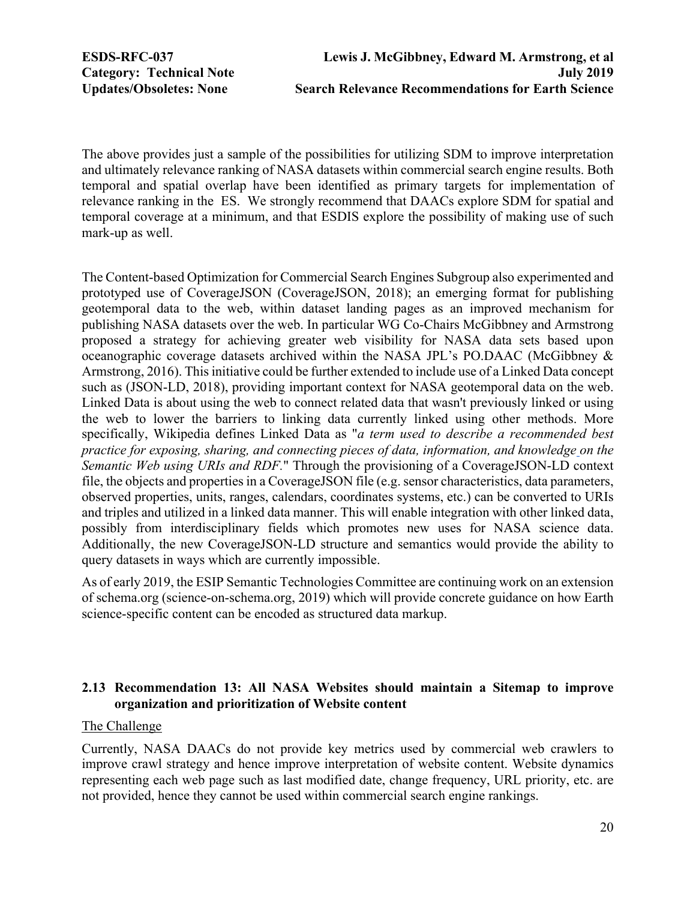The above provides just a sample of the possibilities for utilizing SDM to improve interpretation and ultimately relevance ranking of NASA datasets within commercial search engine results. Both temporal and spatial overlap have been identified as primary targets for implementation of relevance ranking in the ES. We strongly recommend that DAACs explore SDM for spatial and temporal coverage at a minimum, and that ESDIS explore the possibility of making use of such mark-up as well.

The Content-based Optimization for Commercial Search Engines Subgroup also experimented and prototyped use of CoverageJSON (CoverageJSON, 2018); an emerging format for publishing geotemporal data to the web, within dataset landing pages as an improved mechanism for publishing NASA datasets over the web. In particular WG Co-Chairs McGibbney and Armstrong proposed a strategy for achieving greater web visibility for NASA data sets based upon oceanographic coverage datasets archived within the NASA JPL's PO.DAAC (McGibbney & Armstrong, 2016). This initiative could be further extended to include use of a Linked Data concept such as (JSON-LD, 2018), providing important context for NASA geotemporal data on the web. Linked Data is about using the web to connect related data that wasn't previously linked or using the web to lower the barriers to linking data currently linked using other methods. More specifically, Wikipedia defines Linked Data as "*a term used to describe a recommended best practice for exposing, sharing, and connecting pieces of data, information, and knowledge on the Semantic Web using URIs and RDF.*" Through the provisioning of a CoverageJSON-LD context file, the objects and properties in a CoverageJSON file (e.g. sensor characteristics, data parameters, observed properties, units, ranges, calendars, coordinates systems, etc.) can be converted to URIs and triples and utilized in a linked data manner. This will enable integration with other linked data, possibly from interdisciplinary fields which promotes new uses for NASA science data. Additionally, the new CoverageJSON-LD structure and semantics would provide the ability to query datasets in ways which are currently impossible.

As of early 2019, the ESIP Semantic Technologies Committee are continuing work on an extension of schema.org (science-on-schema.org, 2019) which will provide concrete guidance on how Earth science-specific content can be encoded as structured data markup.

## 2.13 Recommendation 13: All NASA Websites should maintain a Sitemap to improve organization and prioritization of Website content

The Challenge

Currently, NASA DAACs do not provide key metrics used by commercial web crawlers to improve crawl strategy and hence improve interpretation of website content. Website dynamics representing each web page such as last modified date, change frequency, URL priority, etc. are not provided, hence they cannot be used within commercial search engine rankings.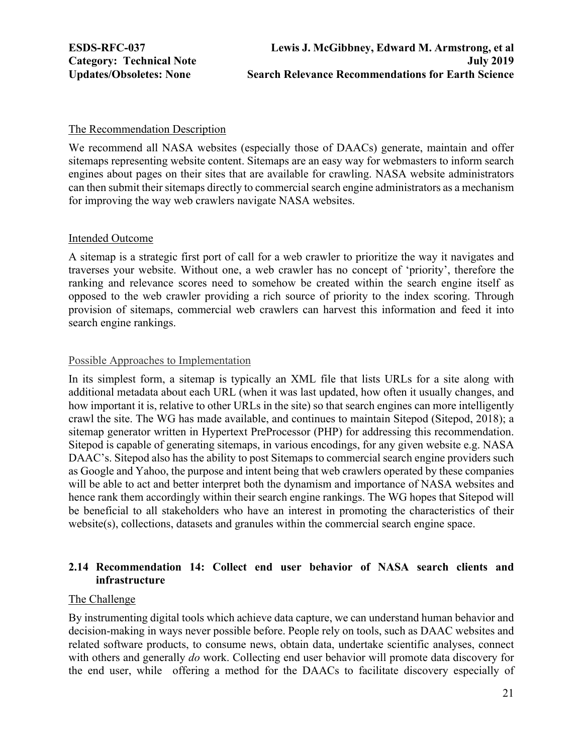The Recommendation Description

We recommend all NASA websites (especially those of DAACs) generate, maintain and offer sitemaps representing website content. Sitemaps are an easy way for webmasters to inform search engines about pages on their sites that are available for crawling. NASA website administrators can then submit their sitemaps directly to commercial search engine administrators as a mechanism for improving the way web crawlers navigate NASA websites.

Intended Outcome

A sitemap is a strategic first port of call for a web crawler to prioritize the way it navigates and traverses your website. Without one, a web crawler has no concept of 'priority', therefore the ranking and relevance scores need to somehow be created within the search engine itself as opposed to the web crawler providing a rich source of priority to the index scoring. Through provision of sitemaps, commercial web crawlers can harvest this information and feed it into search engine rankings.

Possible Approaches to Implementation

In its simplest form, a sitemap is typically an XML file that lists URLs for a site along with additional metadata about each URL (when it was last updated, how often it usually changes, and how important it is, relative to other URLs in the site) so that search engines can more intelligently crawl the site. The WG has made available, and continues to maintain Sitepod (Sitepod, 2018); a sitemap generator written in Hypertext PreProcessor (PHP) for addressing this recommendation. Sitepod is capable of generating sitemaps, in various encodings, for any given website e.g. NASA DAAC's. Sitepod also has the ability to post Sitemaps to commercial search engine providers such as Google and Yahoo, the purpose and intent being that web crawlers operated by these companies will be able to act and better interpret both the dynamism and importance of NASA websites and hence rank them accordingly within their search engine rankings. The WG hopes that Sitepod will be beneficial to all stakeholders who have an interest in promoting the characteristics of their website(s), collections, datasets and granules within the commercial search engine space.

## 2.14 Recommendation 14: Collect end user behavior of NASA search clients and infrastructure

The Challenge

By instrumenting digital tools which achieve data capture, we can understand human behavior and decision-making in ways never possible before. People rely on tools, such as DAAC websites and related software products, to consume news, obtain data, undertake scientific analyses, connect with others and generally *do* work. Collecting end user behavior will promote data discovery for the end user, while offering a method for the DAACs to facilitate discovery especially of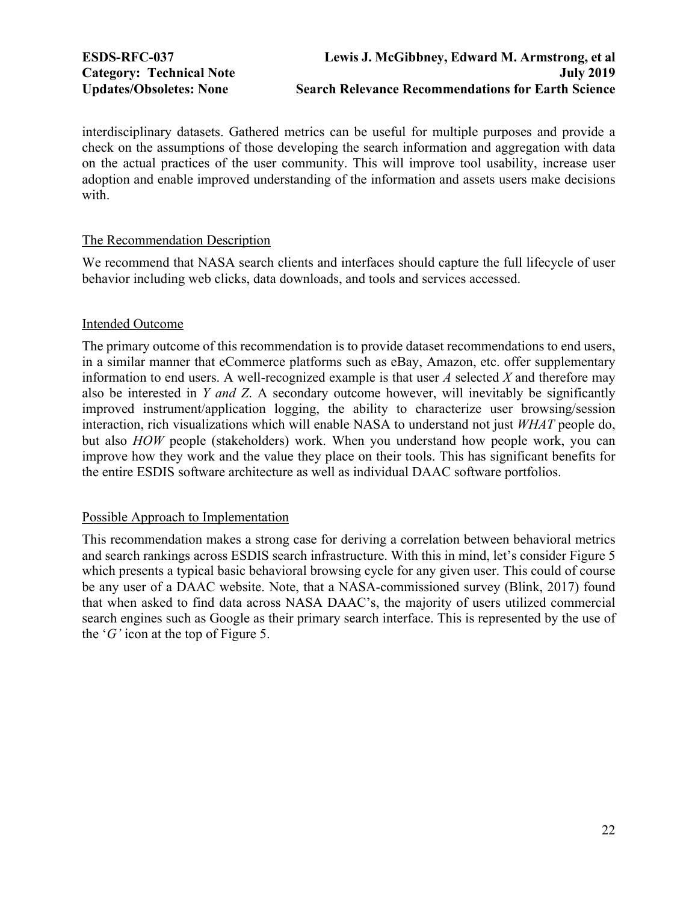interdisciplinary datasets. Gathered metrics can be useful for multiple purposes and provide a check on the assumptions of those developing the search information and aggregation with data on the actual practices of the user community. This will improve tool usability, increase user adoption and enable improved understanding of the information and assets users make decisions with.

<u>The Recommendation Description</u>

We recommend that NASA search clients and interfaces should capture the full lifecycle of user behavior including web clicks, data downloads, and tools and services accessed.

<u>Intended Outcome</u>

The primary outcome of this recommendation is to provide dataset recommendations to end users, in a similar manner that eCommerce platforms such as eBay, Amazon, etc. offer supplementary information to end users. A well-recognized example is that user *A* selected *X* and therefore may also be interested in *Y and Z*. A secondary outcome however, will inevitably be significantly improved instrument/application logging, the ability to characterize user browsing/session interaction, rich visualizations which will enable NASA to understand not just *WHAT* people do, but also *HOW* people (stakeholders) work. When you understand how people work, you can improve how they work and the value they place on their tools. This has significant benefits for the entire ESDIS software architecture as well as individual DAAC software portfolios.

<u>Possible Approach to Implementation</u>

This recommendation makes a strong case for deriving a correlation between behavioral metrics and search rankings across ESDIS search infrastructure. With this in mind, let's consider Figure 5 which presents a typical basic behavioral browsing cycle for any given user. This could of course be any user of a DAAC website. Note, that a NASA-commissioned survey (Blink, 2017) found that when asked to find data across NASA DAAC's, the majority of users utilized commercial search engines such as Google as their primary search interface. This is represented by the use of the '*G'* icon at the top of Figure 5.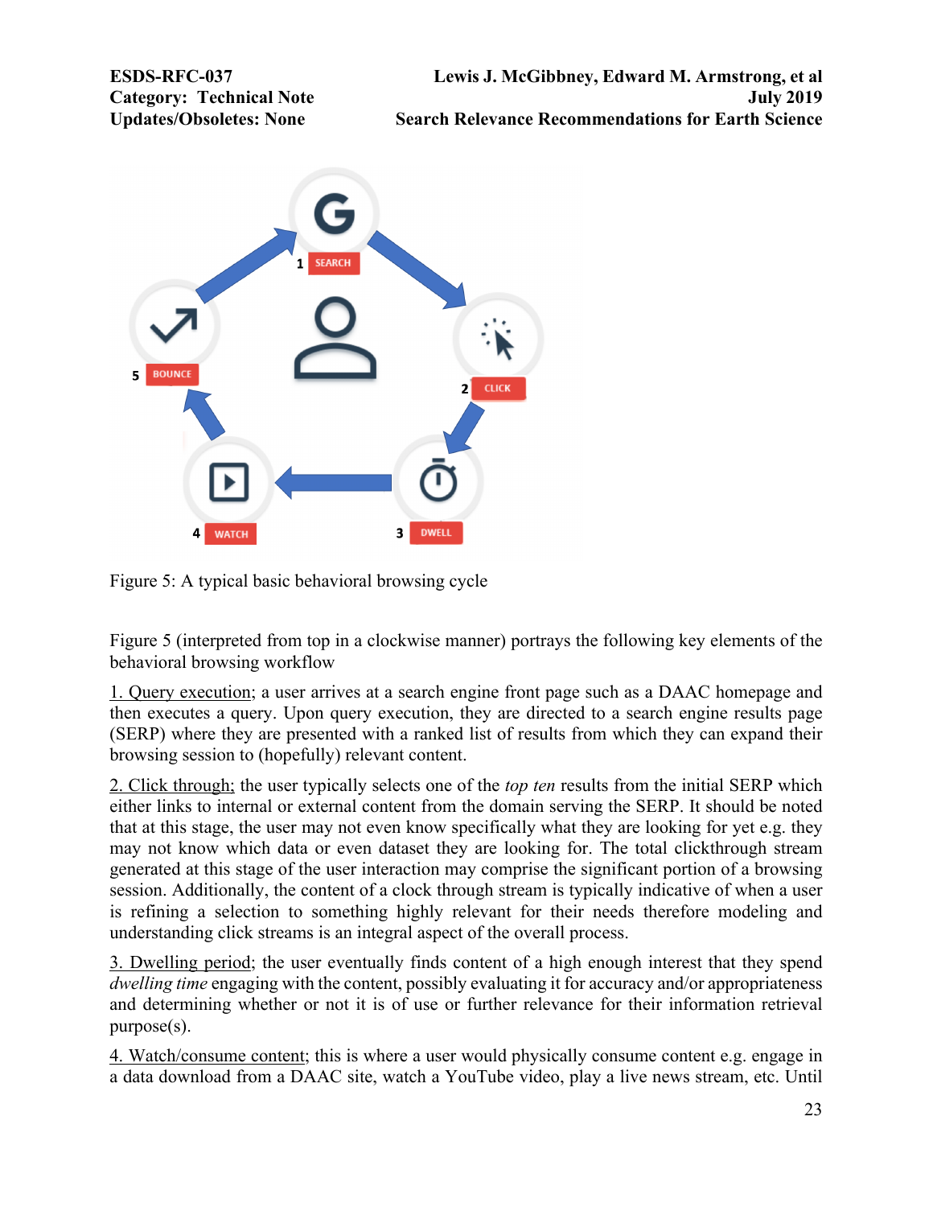Figure 5: A typical basic behavioral browsing cycle

Figure 5 (interpreted from top in a clockwise manner) portrays the following key elements of the behavioral browsing workflow

1. Query execution; a user arrives at a search engine front page such as a DAAC homepage and then executes a query. Upon query execution, they are directed to a search engine results page (SERP) where they are presented with a ranked list of results from which they can expand their browsing session to (hopefully) relevant content.

2. Click through; the user typically selects one of the *top ten* results from the initial SERP which either links to internal or external content from the domain serving the SERP. It should be noted that at this stage, the user may not even know specifically what they are looking for yet e.g. they may not know which data or even dataset they are looking for. The total clickthrough stream generated at this stage of the user interaction may comprise the significant portion of a browsing session. Additionally, the content of a clock through stream is typically indicative of when a user is refining a selection to something highly relevant for their needs therefore modeling and understanding click streams is an integral aspect of the overall process.

3. Dwelling period; the user eventually finds content of a high enough interest that they spend *dwelling time* engaging with the content, possibly evaluating it for accuracy and/or appropriateness and determining whether or not it is of use or further relevance for their information retrieval purpose(s).

4. Watch/consume content; this is where a user would physically consume content e.g. engage in a data download from a DAAC site, watch a YouTube video, play a live news stream, etc. Until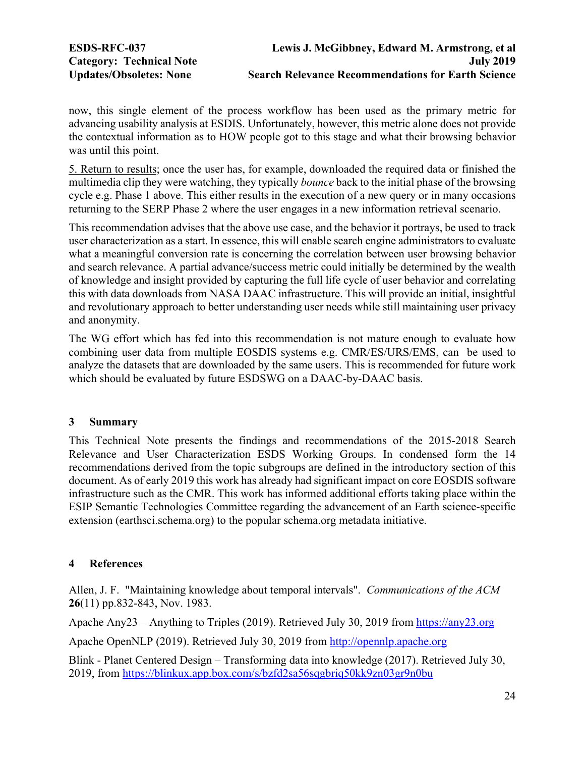now, this single element of the process workflow has been used as the primary metric for advancing usability analysis at ESDIS. Unfortunately, however, this metric alone does not provide the contextual information as to HOW people got to this stage and what their browsing behavior was until this point.

5. Return to results; once the user has, for example, downloaded the required data or finished the multimedia clip they were watching, they typically *bounce* back to the initial phase of the browsing cycle e.g. Phase 1 above. This either results in the execution of a new query or in many occasions returning to the SERP Phase 2 where the user engages in a new information retrieval scenario.

This recommendation advises that the above use case, and the behavior it portrays, be used to track user characterization as a start. In essence, this will enable search engine administrators to evaluate what a meaningful conversion rate is concerning the correlation between user browsing behavior and search relevance. A partial advance/success metric could initially be determined by the wealth of knowledge and insight provided by capturing the full life cycle of user behavior and correlating this with data downloads from NASA DAAC infrastructure. This will provide an initial, insightful and revolutionary approach to better understanding user needs while still maintaining user privacy and anonymity.

The WG effort which has fed into this recommendation is not mature enough to evaluate how combining user data from multiple EOSDIS systems e.g. CMR/ES/URS/EMS, can be used to analyze the datasets that are downloaded by the same users. This is recommended for future work which should be evaluated by future ESDSWG on a DAAC-by-DAAC basis.

## 3 Summary

This Technical Note presents the findings and recommendations of the 2015-2018 Search Relevance and User Characterization ESDS Working Groups. In condensed form the 14 recommendations derived from the topic subgroups are defined in the introductory section of this document. As of early 2019 this work has already had significant impact on core EOSDIS software infrastructure such as the CMR. This work has informed additional efforts taking place within the ESIP Semantic Technologies Committee regarding the advancement of an Earth science-specific extension (earthsci.schema.org) to the popular schema.org metadata initiative.

## 4 References

Allen, J. F. "Maintaining knowledge about temporal intervals". *Communications of the ACM* **26**(11) pp.832-843, Nov. 1983.

Apache Any23 – Anything to Triples (2019). Retrieved July 30, 2019 from https://any23.org

Apache OpenNLP (2019). Retrieved July 30, 2019 from http://opennlp.apache.org

Blink - Planet Centered Design – Transforming data into knowledge (2017). Retrieved July 30, 2019, from https://blinkux.app.box.com/s/bzfd2sa56sqgbriq50kk9zn03gr9n0bu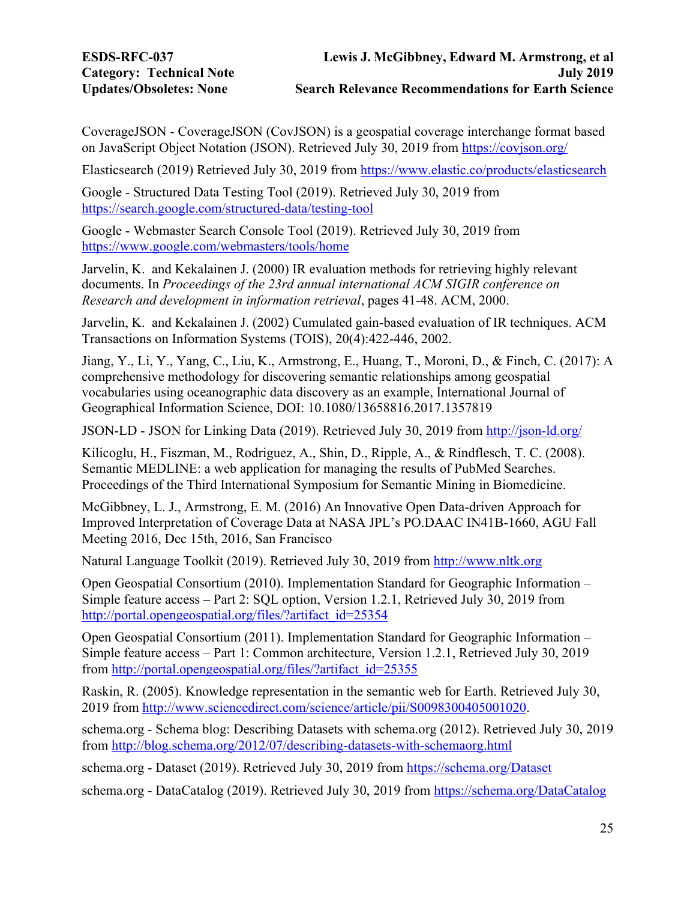CoverageJSON - CoverageJSON (CovJSON) is a geospatial coverage interchange format based on JavaScript Object Notation (JSON). Retrieved July 30, 2019 from https://covjson.org/

Elasticsearch (2019) Retrieved July 30, 2019 from https://www.elastic.co/products/elasticsearch

Google - Structured Data Testing Tool (2019). Retrieved July 30, 2019 from https://search.google.com/structured-data/testing-tool

Google - Webmaster Search Console Tool (2019). Retrieved July 30, 2019 from https://www.google.com/webmasters/tools/home

Jarvelin, K. and Kekalainen J. (2000) IR evaluation methods for retrieving highly relevant documents. In *Proceedings of the 23rd annual international ACM SIGIR conference on Research and development in information retrieval*, pages 41-48. ACM, 2000.

Jarvelin, K. and Kekalainen J. (2002) Cumulated gain-based evaluation of IR techniques. ACM Transactions on Information Systems (TOIS), 20(4):422-446, 2002.

Jiang, Y., Li, Y., Yang, C., Liu, K., Armstrong, E., Huang, T., Moroni, D., & Finch, C. (2017): A comprehensive methodology for discovering semantic relationships among geospatial vocabularies using oceanographic data discovery as an example, International Journal of Geographical Information Science, DOI: 10.1080/13658816.2017.1357819

JSON-LD - JSON for Linking Data (2019). Retrieved July 30, 2019 from http://json-ld.org/

Kilicoglu, H., Fiszman, M., Rodriguez, A., Shin, D., Ripple, A., & Rindflesch, T. C. (2008). Semantic MEDLINE: a web application for managing the results of PubMed Searches. Proceedings of the Third International Symposium for Semantic Mining in Biomedicine.

McGibbney, L. J., Armstrong, E. M. (2016) An Innovative Open Data-driven Approach for Improved Interpretation of Coverage Data at NASA JPL's PO.DAAC IN41B-1660, AGU Fall Meeting 2016, Dec 15th, 2016, San Francisco

Natural Language Toolkit (2019). Retrieved July 30, 2019 from http://www.nltk.org

Open Geospatial Consortium (2010). Implementation Standard for Geographic Information – Simple feature access – Part 2: SQL option, Version 1.2.1, Retrieved July 30, 2019 from http://portal.opengeospatial.org/files/?artifact_id=25354

Open Geospatial Consortium (2011). Implementation Standard for Geographic Information – Simple feature access – Part 1: Common architecture, Version 1.2.1, Retrieved July 30, 2019 from http://portal.opengeospatial.org/files/?artifact_id=25355

Raskin, R. (2005). Knowledge representation in the semantic web for Earth. Retrieved July 30, 2019 from http://www.sciencedirect.com/science/article/pii/S0098300405001020.

schema.org - Schema blog: Describing Datasets with schema.org (2012). Retrieved July 30, 2019 from http://blog.schema.org/2012/07/describing-datasets-with-schemaorg.html

schema.org - Dataset (2019). Retrieved July 30, 2019 from https://schema.org/Dataset

schema.org - DataCatalog (2019). Retrieved July 30, 2019 from https://schema.org/DataCatalog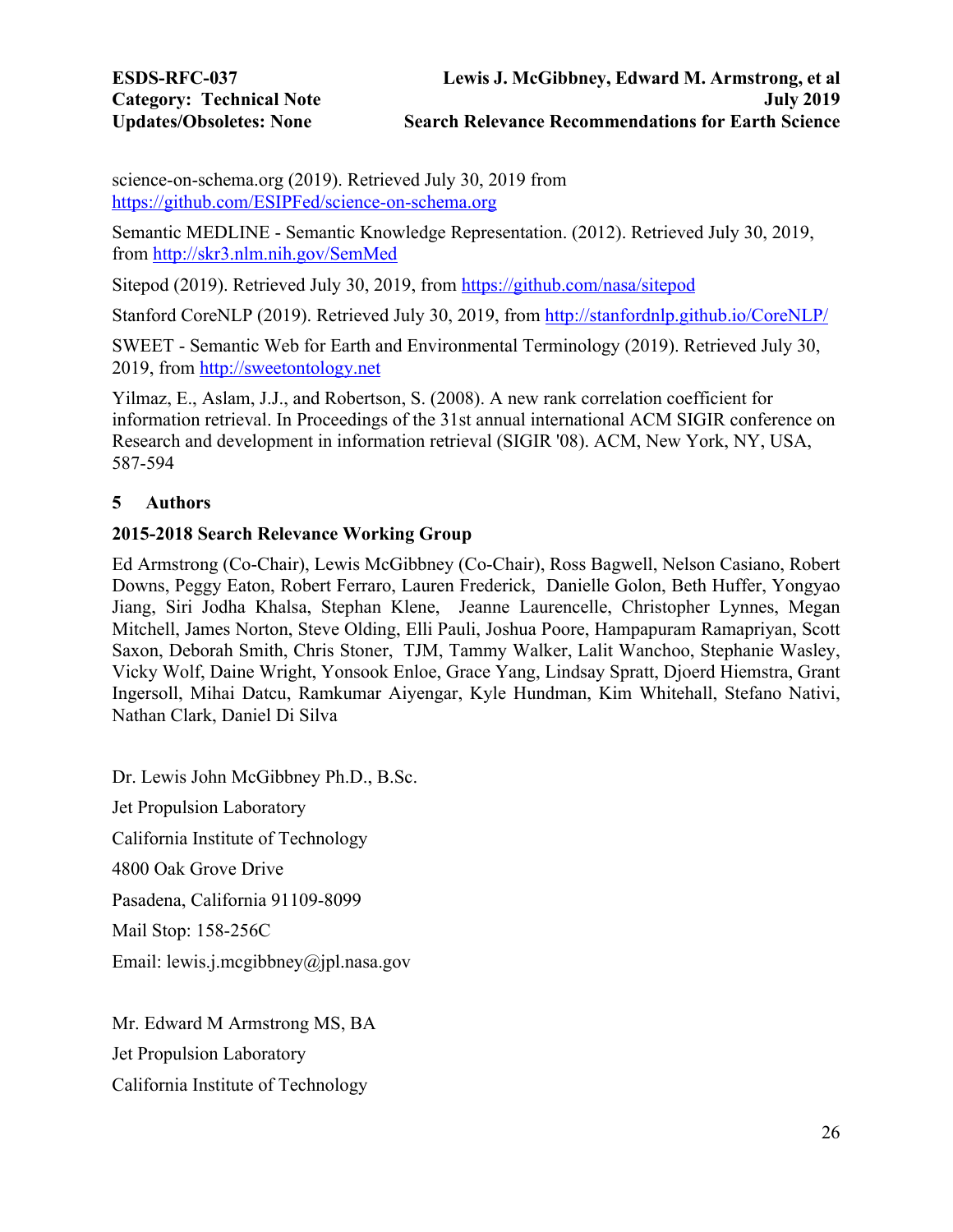science-on-schema.org (2019). Retrieved July 30, 2019 from https://github.com/ESIPFed/science-on-schema.org

Semantic MEDLINE - Semantic Knowledge Representation. (2012). Retrieved July 30, 2019, from http://skr3.nlm.nih.gov/SemMed

Sitepod (2019). Retrieved July 30, 2019, from https://github.com/nasa/sitepod

Stanford CoreNLP (2019). Retrieved July 30, 2019, from http://stanfordnlp.github.io/CoreNLP/

SWEET - Semantic Web for Earth and Environmental Terminology (2019). Retrieved July 30, 2019, from http://sweetontology.net

Yilmaz, E., Aslam, J.J., and Robertson, S. (2008). A new rank correlation coefficient for information retrieval. In Proceedings of the 31st annual international ACM SIGIR conference on Research and development in information retrieval (SIGIR '08). ACM, New York, NY, USA, 587-594

## 5 Authors

### 2015-2018 Search Relevance Working Group

Ed Armstrong (Co-Chair), Lewis McGibbney (Co-Chair), Ross Bagwell, Nelson Casiano, Robert Downs, Peggy Eaton, Robert Ferraro, Lauren Frederick, Danielle Golon, Beth Huffer, Yongyao Jiang, Siri Jodha Khalsa, Stephan Klene, Jeanne Laurencelle, Christopher Lynnes, Megan Mitchell, James Norton, Steve Olding, Elli Pauli, Joshua Poore, Hampapuram Ramapriyan, Scott Saxon, Deborah Smith, Chris Stoner, TJM, Tammy Walker, Lalit Wanchoo, Stephanie Wasley, Vicky Wolf, Daine Wright, Yonsook Enloe, Grace Yang, Lindsay Spratt, Djoerd Hiemstra, Grant Ingersoll, Mihai Datcu, Ramkumar Aiyengar, Kyle Hundman, Kim Whitehall, Stefano Nativi, Nathan Clark, Daniel Di Silva

Dr. Lewis John McGibbney Ph.D., B.Sc.

Jet Propulsion Laboratory

California Institute of Technology

4800 Oak Grove Drive

Pasadena, California 91109-8099

Mail Stop: 158-256C

Email: lewis.j.mcgibbney@jpl.nasa.gov

Mr. Edward M Armstrong MS, BA

Jet Propulsion Laboratory

California Institute of Technology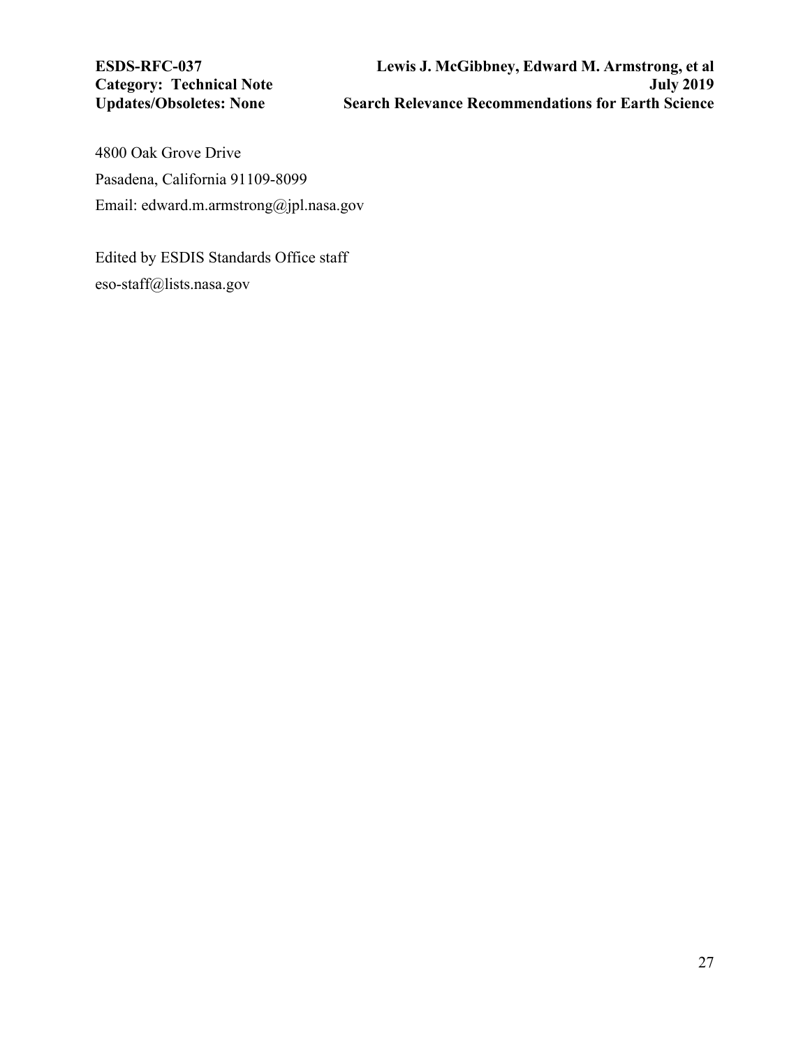4800 Oak Grove Drive

Pasadena, California 91109-8099

Email: edward.m.armstrong@jpl.nasa.gov

Edited by ESDIS Standards Office staff

eso-staff@lists.nasa.gov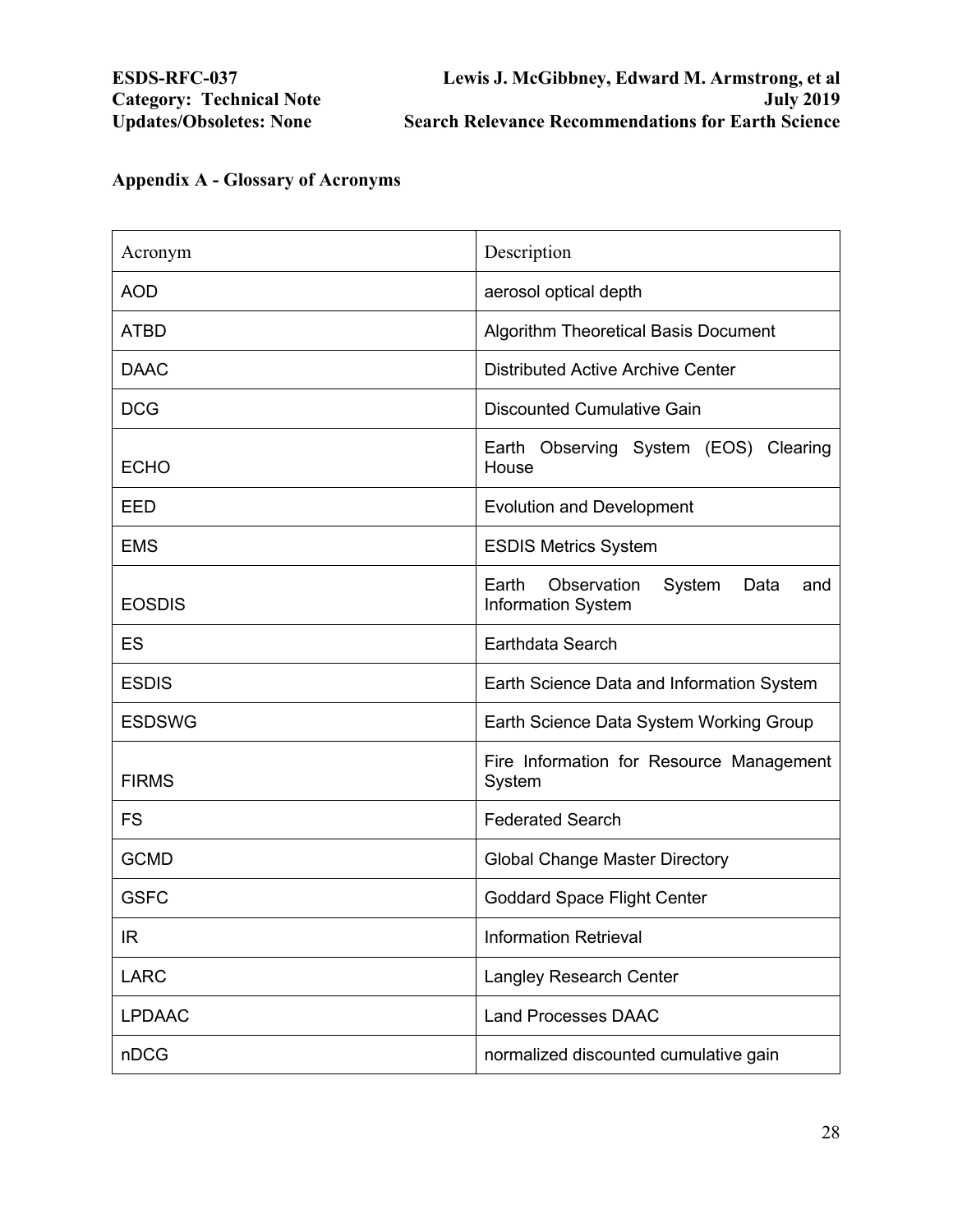## Appendix A - Glossary of Acronyms

| Acronym | Description |
|---|---|
| AOD | aerosol optical depth |
| ATBD | Algorithm Theoretical Basis Document |
| DAAC | Distributed Active Archive Center |
| DCG | Discounted Cumulative Gain |
| ECHO | Earth Observing System (EOS) Clearing House |
| EED | Evolution and Development |
| EMS | ESDIS Metrics System |
| EOSDIS | Earth Observation System Data and Information System |
| ES | Earthdata Search |
| ESDIS | Earth Science Data and Information System |
| ESDSWG | Earth Science Data System Working Group |
| FIRMS | Fire Information for Resource Management System |
| FS | Federated Search |
| GCMD | Global Change Master Directory |
| GSFC | Goddard Space Flight Center |
| IR | Information Retrieval |
| LARC | Langley Research Center |
| LPDAAC | Land Processes DAAC |
| nDCG | normalized discounted cumulative gain |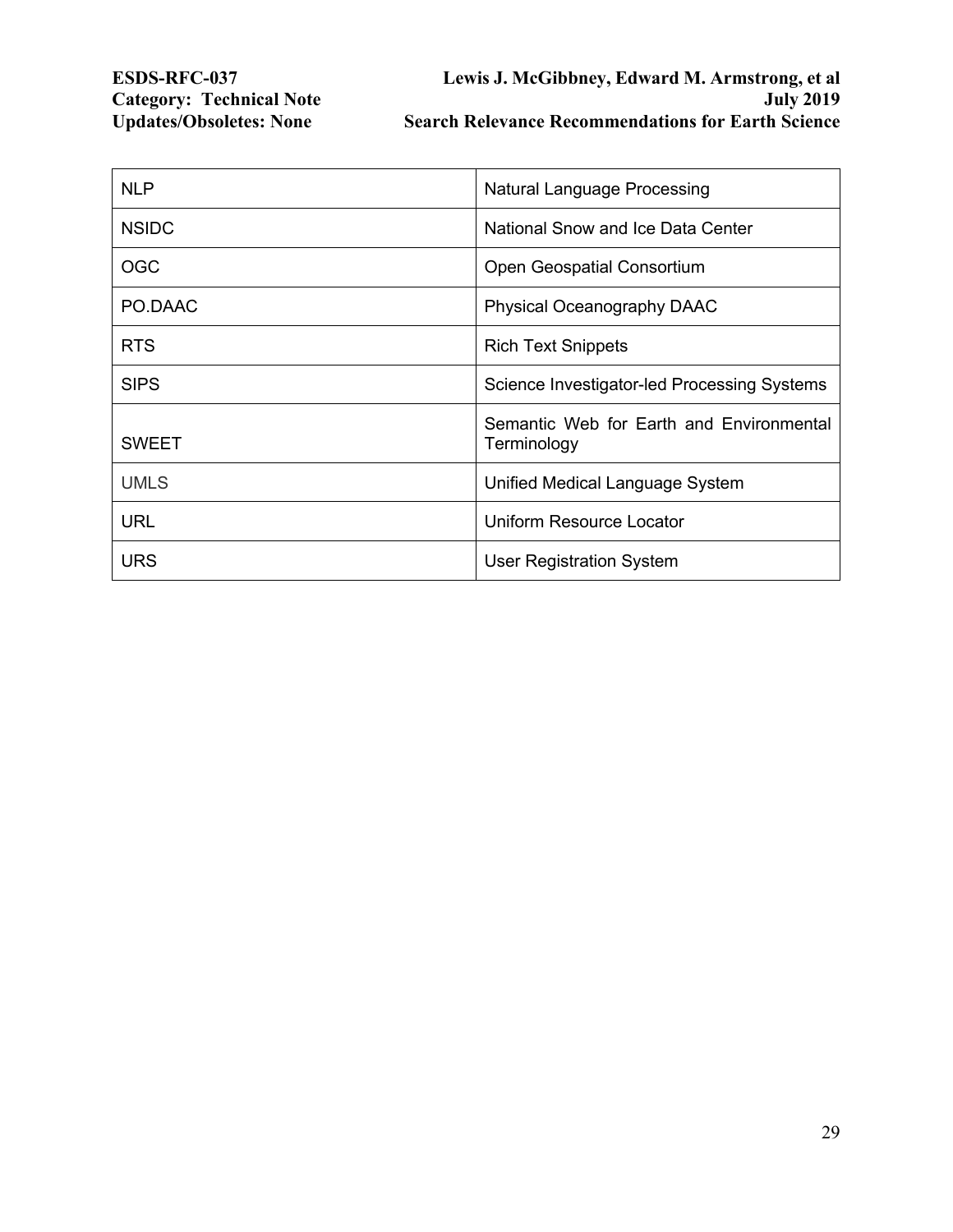| | |
|---|---|
| NLP | Natural Language Processing |
| NSIDC | National Snow and Ice Data Center |
| OGC | Open Geospatial Consortium |
| PO.DAAC | Physical Oceanography DAAC |
| RTS | Rich Text Snippets |
| SIPS | Science Investigator-led Processing Systems |
| SWEET | Semantic Web for Earth and Environmental Terminology |
| UMLS | Unified Medical Language System |
| URL | Uniform Resource Locator |
| URS | User Registration System |